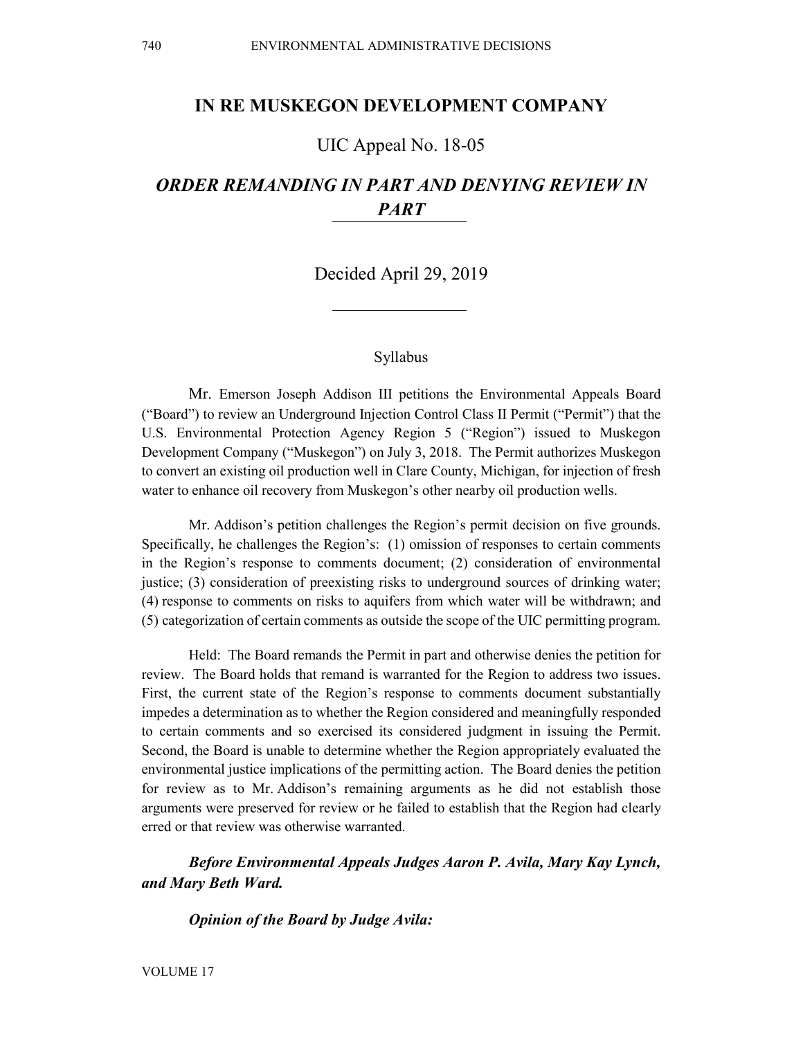# IN RE MUSKEGON DEVELOPMENT COMPANY

## UIC Appeal No. 18-05

## *ORDER REMANDING IN PART AND DENYING REVIEW IN PART*

Decided April 29, 2019

### Syllabus

Mr. Emerson Joseph Addison III petitions the Environmental Appeals Board ("Board") to review an Underground Injection Control Class II Permit ("Permit") that the U.S. Environmental Protection Agency Region 5 ("Region") issued to Muskegon Development Company ("Muskegon") on July 3, 2018. The Permit authorizes Muskegon to convert an existing oil production well in Clare County, Michigan, for injection of fresh water to enhance oil recovery from Muskegon's other nearby oil production wells.

Mr. Addison's petition challenges the Region's permit decision on five grounds. Specifically, he challenges the Region's: (1) omission of responses to certain comments in the Region's response to comments document; (2) consideration of environmental justice; (3) consideration of preexisting risks to underground sources of drinking water; (4) response to comments on risks to aquifers from which water will be withdrawn; and (5) categorization of certain comments as outside the scope of the UIC permitting program.

Held: The Board remands the Permit in part and otherwise denies the petition for review. The Board holds that remand is warranted for the Region to address two issues. First, the current state of the Region's response to comments document substantially impedes a determination as to whether the Region considered and meaningfully responded to certain comments and so exercised its considered judgment in issuing the Permit. Second, the Board is unable to determine whether the Region appropriately evaluated the environmental justice implications of the permitting action. The Board denies the petition for review as to Mr. Addison's remaining arguments as he did not establish those arguments were preserved for review or he failed to establish that the Region had clearly erred or that review was otherwise warranted.

***Before Environmental Appeals Judges Aaron P. Avila, Mary Kay Lynch, and Mary Beth Ward.***

***Opinion of the Board by Judge Avila:***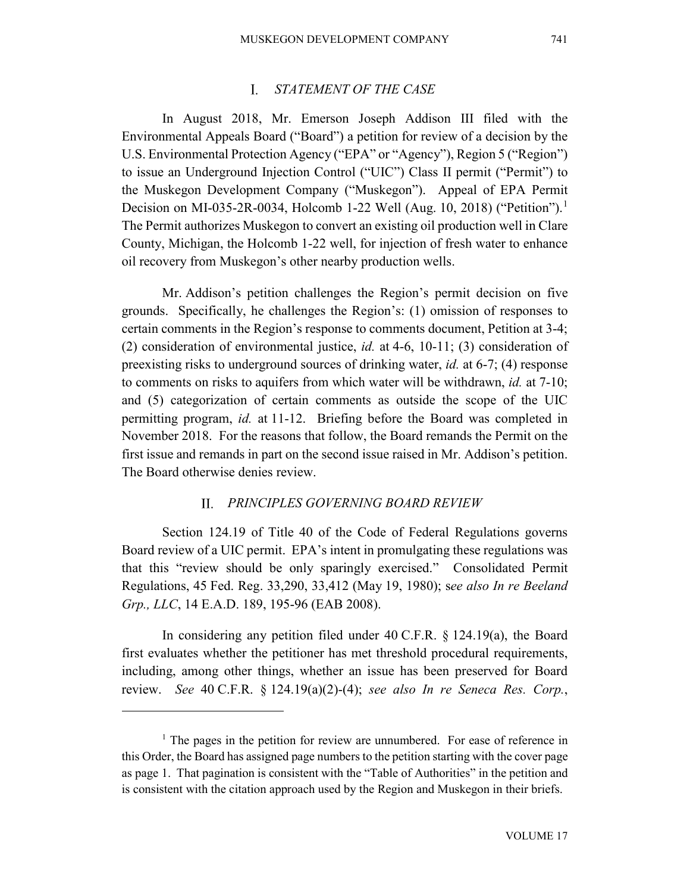## I. *STATEMENT OF THE CASE*

In August 2018, Mr. Emerson Joseph Addison III filed with the Environmental Appeals Board ("Board") a petition for review of a decision by the U.S. Environmental Protection Agency ("EPA" or "Agency"), Region 5 ("Region") to issue an Underground Injection Control ("UIC") Class II permit ("Permit") to the Muskegon Development Company ("Muskegon"). Appeal of EPA Permit Decision on MI-035-2R-0034, Holcomb 1-22 Well (Aug. 10, 2018) ("Petition").[1] The Permit authorizes Muskegon to convert an existing oil production well in Clare County, Michigan, the Holcomb 1-22 well, for injection of fresh water to enhance oil recovery from Muskegon's other nearby production wells.

Mr. Addison's petition challenges the Region's permit decision on five grounds. Specifically, he challenges the Region's: (1) omission of responses to certain comments in the Region's response to comments document, Petition at 3-4; (2) consideration of environmental justice, *id.* at 4-6, 10-11; (3) consideration of preexisting risks to underground sources of drinking water, *id.* at 6-7; (4) response to comments on risks to aquifers from which water will be withdrawn, *id.* at 7-10; and (5) categorization of certain comments as outside the scope of the UIC permitting program, *id.* at 11-12. Briefing before the Board was completed in November 2018. For the reasons that follow, the Board remands the Permit on the first issue and remands in part on the second issue raised in Mr. Addison's petition. The Board otherwise denies review.

## II. *PRINCIPLES GOVERNING BOARD REVIEW*

Section 124.19 of Title 40 of the Code of Federal Regulations governs Board review of a UIC permit. EPA's intent in promulgating these regulations was that this "review should be only sparingly exercised." Consolidated Permit Regulations, 45 Fed. Reg. 33,290, 33,412 (May 19, 1980); s*ee also In re Beeland Grp., LLC*, 14 E.A.D. 189, 195-96 (EAB 2008).

In considering any petition filed under 40 C.F.R. § 124.19(a), the Board first evaluates whether the petitioner has met threshold procedural requirements, including, among other things, whether an issue has been preserved for Board review. *See* 40 C.F.R. § 124.19(a)(2)-(4); *see also In re Seneca Res. Corp.*,

---

[1] The pages in the petition for review are unnumbered. For ease of reference in this Order, the Board has assigned page numbers to the petition starting with the cover page as page 1. That pagination is consistent with the "Table of Authorities" in the petition and is consistent with the citation approach used by the Region and Muskegon in their briefs.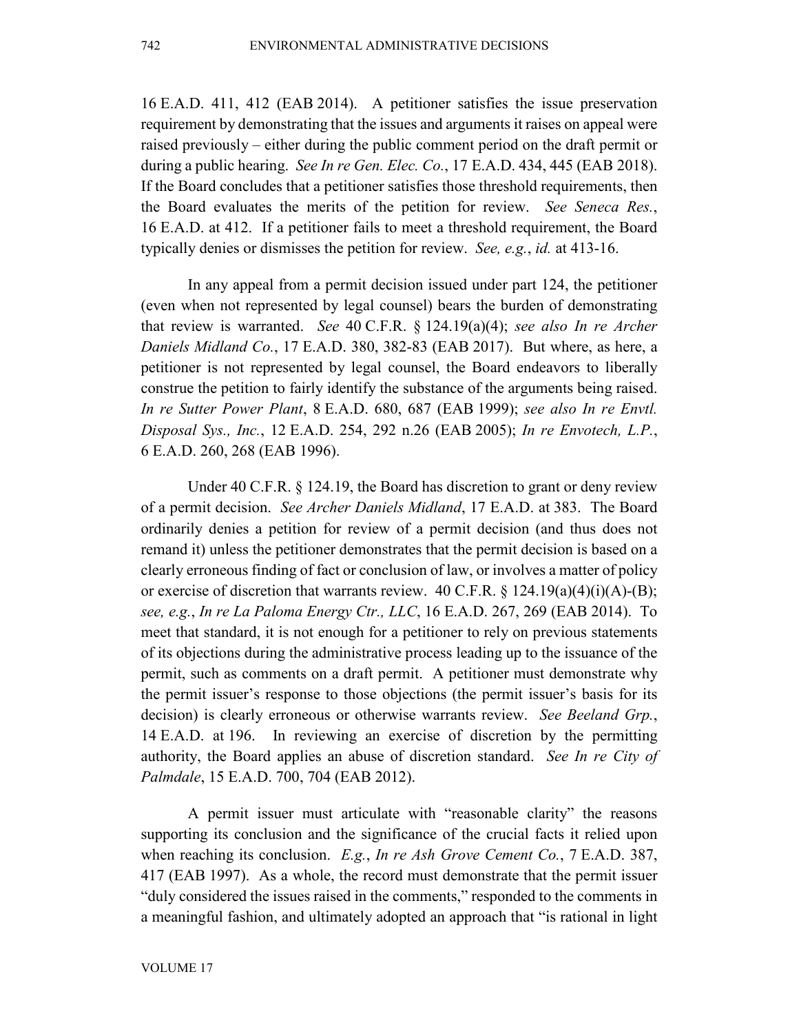16 E.A.D. 411, 412 (EAB 2014). A petitioner satisfies the issue preservation requirement by demonstrating that the issues and arguments it raises on appeal were raised previously – either during the public comment period on the draft permit or during a public hearing. *See In re Gen. Elec. Co.*, 17 E.A.D. 434, 445 (EAB 2018). If the Board concludes that a petitioner satisfies those threshold requirements, then the Board evaluates the merits of the petition for review. *See Seneca Res.*, 16 E.A.D. at 412. If a petitioner fails to meet a threshold requirement, the Board typically denies or dismisses the petition for review. *See, e.g.*, *id.* at 413-16.

In any appeal from a permit decision issued under part 124, the petitioner (even when not represented by legal counsel) bears the burden of demonstrating that review is warranted. *See* 40 C.F.R. § 124.19(a)(4); *see also In re Archer Daniels Midland Co.*, 17 E.A.D. 380, 382-83 (EAB 2017). But where, as here, a petitioner is not represented by legal counsel, the Board endeavors to liberally construe the petition to fairly identify the substance of the arguments being raised. *In re Sutter Power Plant*, 8 E.A.D. 680, 687 (EAB 1999); *see also In re Envtl. Disposal Sys., Inc.*, 12 E.A.D. 254, 292 n.26 (EAB 2005); *In re Envotech, L.P.*, 6 E.A.D. 260, 268 (EAB 1996).

Under 40 C.F.R. § 124.19, the Board has discretion to grant or deny review of a permit decision. *See Archer Daniels Midland*, 17 E.A.D. at 383. The Board ordinarily denies a petition for review of a permit decision (and thus does not remand it) unless the petitioner demonstrates that the permit decision is based on a clearly erroneous finding of fact or conclusion of law, or involves a matter of policy or exercise of discretion that warrants review. 40 C.F.R. § 124.19(a)(4)(i)(A)-(B); *see, e.g.*, *In re La Paloma Energy Ctr., LLC*, 16 E.A.D. 267, 269 (EAB 2014). To meet that standard, it is not enough for a petitioner to rely on previous statements of its objections during the administrative process leading up to the issuance of the permit, such as comments on a draft permit. A petitioner must demonstrate why the permit issuer's response to those objections (the permit issuer's basis for its decision) is clearly erroneous or otherwise warrants review. *See Beeland Grp.*, 14 E.A.D. at 196. In reviewing an exercise of discretion by the permitting authority, the Board applies an abuse of discretion standard. *See In re City of Palmdale*, 15 E.A.D. 700, 704 (EAB 2012).

A permit issuer must articulate with "reasonable clarity" the reasons supporting its conclusion and the significance of the crucial facts it relied upon when reaching its conclusion. *E.g.*, *In re Ash Grove Cement Co.*, 7 E.A.D. 387, 417 (EAB 1997). As a whole, the record must demonstrate that the permit issuer "duly considered the issues raised in the comments," responded to the comments in a meaningful fashion, and ultimately adopted an approach that "is rational in light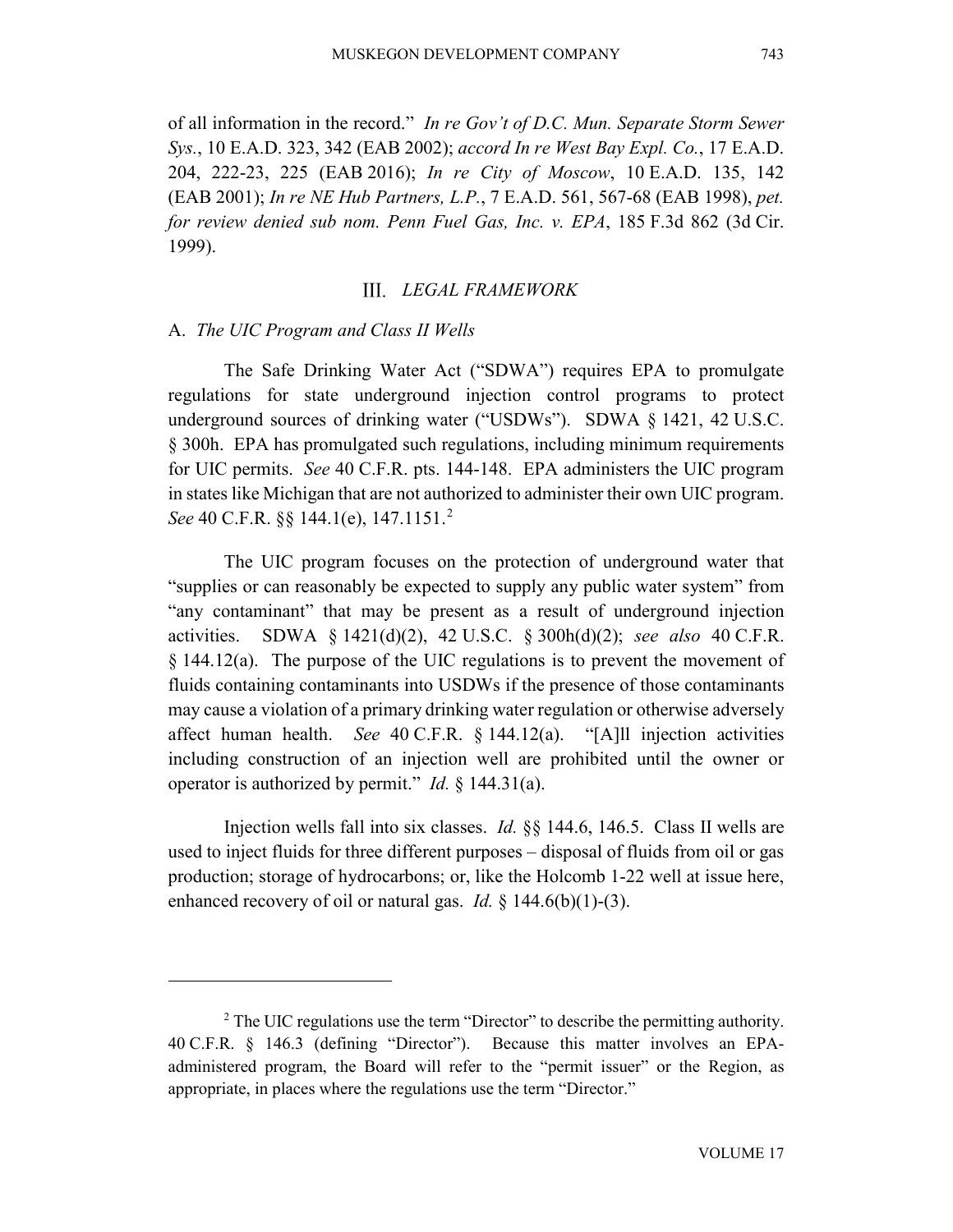of all information in the record." *In re Gov't of D.C. Mun. Separate Storm Sewer Sys.*, 10 E.A.D. 323, 342 (EAB 2002); *accord In re West Bay Expl. Co.*, 17 E.A.D. 204, 222-23, 225 (EAB 2016); *In re City of Moscow*, 10 E.A.D. 135, 142 (EAB 2001); *In re NE Hub Partners, L.P.*, 7 E.A.D. 561, 567-68 (EAB 1998), *pet. for review denied sub nom. Penn Fuel Gas, Inc. v. EPA*, 185 F.3d 862 (3d Cir. 1999).

## III. *LEGAL FRAMEWORK*

### A. *The UIC Program and Class II Wells*

The Safe Drinking Water Act ("SDWA") requires EPA to promulgate regulations for state underground injection control programs to protect underground sources of drinking water ("USDWs"). SDWA § 1421, 42 U.S.C. § 300h. EPA has promulgated such regulations, including minimum requirements for UIC permits. *See* 40 C.F.R. pts. 144-148. EPA administers the UIC program in states like Michigan that are not authorized to administer their own UIC program. *See* 40 C.F.R. §§ 144.1(e), 147.1151.[2]

The UIC program focuses on the protection of underground water that "supplies or can reasonably be expected to supply any public water system" from "any contaminant" that may be present as a result of underground injection activities. SDWA § 1421(d)(2), 42 U.S.C. § 300h(d)(2); *see also* 40 C.F.R. § 144.12(a). The purpose of the UIC regulations is to prevent the movement of fluids containing contaminants into USDWs if the presence of those contaminants may cause a violation of a primary drinking water regulation or otherwise adversely affect human health. *See* 40 C.F.R. § 144.12(a). "[A]ll injection activities including construction of an injection well are prohibited until the owner or operator is authorized by permit." *Id.* § 144.31(a).

Injection wells fall into six classes. *Id.* §§ 144.6, 146.5. Class II wells are used to inject fluids for three different purposes – disposal of fluids from oil or gas production; storage of hydrocarbons; or, like the Holcomb 1-22 well at issue here, enhanced recovery of oil or natural gas. *Id.* § 144.6(b)(1)-(3).

---

[2] The UIC regulations use the term "Director" to describe the permitting authority. 40 C.F.R. § 146.3 (defining "Director"). Because this matter involves an EPA-administered program, the Board will refer to the "permit issuer" or the Region, as appropriate, in places where the regulations use the term "Director."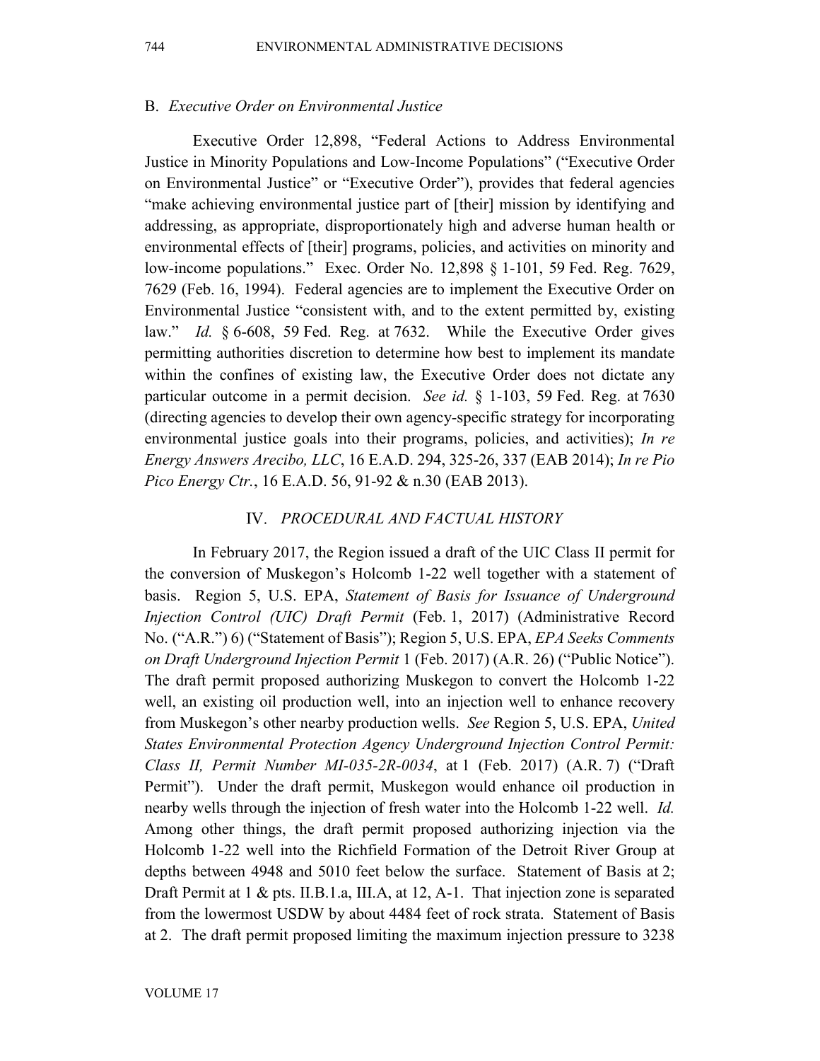### B. *Executive Order on Environmental Justice*

Executive Order 12,898, "Federal Actions to Address Environmental Justice in Minority Populations and Low-Income Populations" ("Executive Order on Environmental Justice" or "Executive Order"), provides that federal agencies "make achieving environmental justice part of [their] mission by identifying and addressing, as appropriate, disproportionately high and adverse human health or environmental effects of [their] programs, policies, and activities on minority and low-income populations." Exec. Order No. 12,898 § 1-101, 59 Fed. Reg. 7629, 7629 (Feb. 16, 1994). Federal agencies are to implement the Executive Order on Environmental Justice "consistent with, and to the extent permitted by, existing law." *Id.* § 6-608, 59 Fed. Reg. at 7632. While the Executive Order gives permitting authorities discretion to determine how best to implement its mandate within the confines of existing law, the Executive Order does not dictate any particular outcome in a permit decision. *See id.* § 1-103, 59 Fed. Reg. at 7630 (directing agencies to develop their own agency-specific strategy for incorporating environmental justice goals into their programs, policies, and activities); *In re Energy Answers Arecibo, LLC*, 16 E.A.D. 294, 325-26, 337 (EAB 2014); *In re Pio Pico Energy Ctr.*, 16 E.A.D. 56, 91-92 & n.30 (EAB 2013).

## IV. *PROCEDURAL AND FACTUAL HISTORY*

In February 2017, the Region issued a draft of the UIC Class II permit for the conversion of Muskegon's Holcomb 1-22 well together with a statement of basis. Region 5, U.S. EPA, *Statement of Basis for Issuance of Underground Injection Control (UIC) Draft Permit* (Feb. 1, 2017) (Administrative Record No. ("A.R.") 6) ("Statement of Basis"); Region 5, U.S. EPA, *EPA Seeks Comments on Draft Underground Injection Permit* 1 (Feb. 2017) (A.R. 26) ("Public Notice"). The draft permit proposed authorizing Muskegon to convert the Holcomb 1-22 well, an existing oil production well, into an injection well to enhance recovery from Muskegon's other nearby production wells. *See* Region 5, U.S. EPA, *United States Environmental Protection Agency Underground Injection Control Permit: Class II, Permit Number MI-035-2R-0034*, at 1 (Feb. 2017) (A.R. 7) ("Draft Permit"). Under the draft permit, Muskegon would enhance oil production in nearby wells through the injection of fresh water into the Holcomb 1-22 well. *Id.* Among other things, the draft permit proposed authorizing injection via the Holcomb 1-22 well into the Richfield Formation of the Detroit River Group at depths between 4948 and 5010 feet below the surface. Statement of Basis at 2; Draft Permit at 1 & pts. II.B.1.a, III.A, at 12, A-1. That injection zone is separated from the lowermost USDW by about 4484 feet of rock strata. Statement of Basis at 2. The draft permit proposed limiting the maximum injection pressure to 3238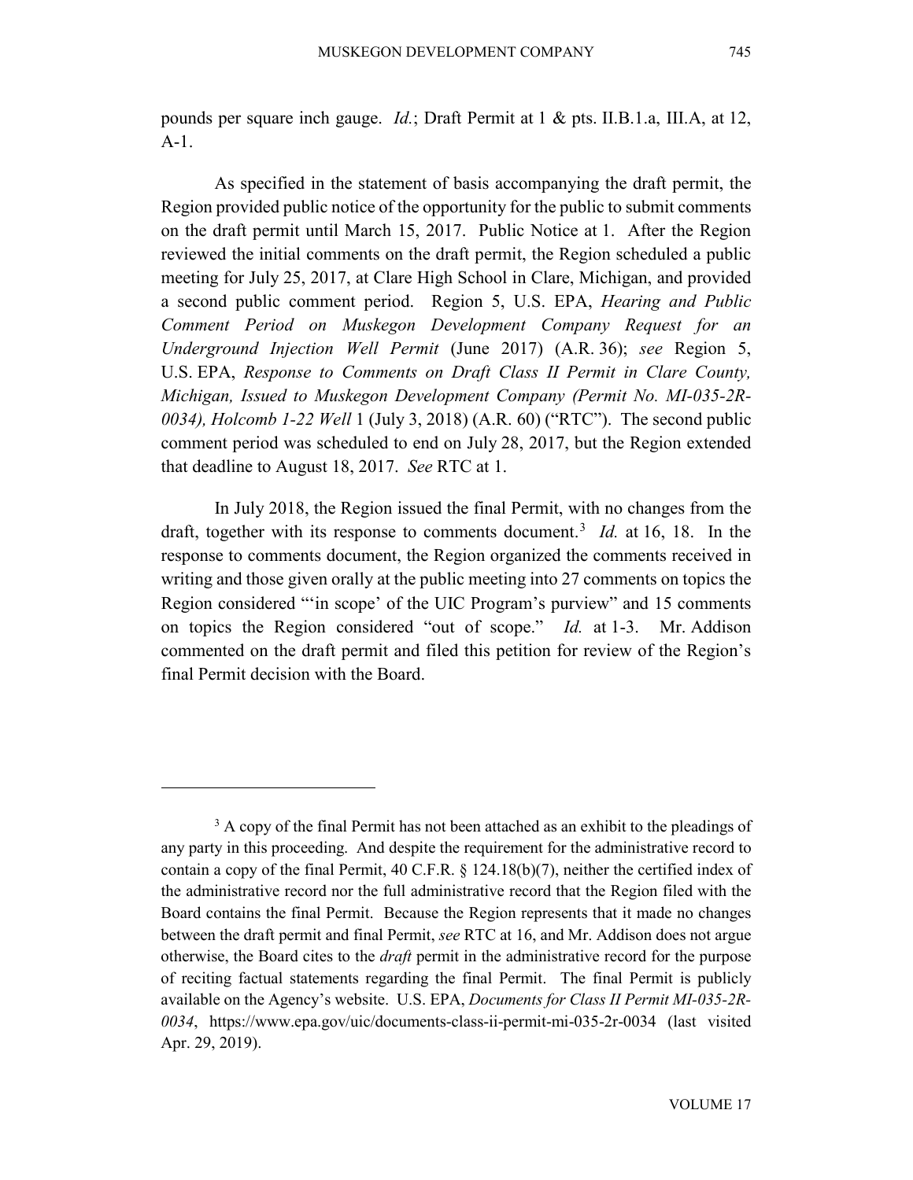pounds per square inch gauge. *Id.*; Draft Permit at 1 & pts. II.B.1.a, III.A, at 12, A-1.

As specified in the statement of basis accompanying the draft permit, the Region provided public notice of the opportunity for the public to submit comments on the draft permit until March 15, 2017. Public Notice at 1. After the Region reviewed the initial comments on the draft permit, the Region scheduled a public meeting for July 25, 2017, at Clare High School in Clare, Michigan, and provided a second public comment period. Region 5, U.S. EPA, *Hearing and Public Comment Period on Muskegon Development Company Request for an Underground Injection Well Permit* (June 2017) (A.R. 36); *see* Region 5, U.S. EPA, *Response to Comments on Draft Class II Permit in Clare County, Michigan, Issued to Muskegon Development Company (Permit No. MI-035-2R-0034), Holcomb 1-22 Well* 1 (July 3, 2018) (A.R. 60) ("RTC"). The second public comment period was scheduled to end on July 28, 2017, but the Region extended that deadline to August 18, 2017. *See* RTC at 1.

In July 2018, the Region issued the final Permit, with no changes from the draft, together with its response to comments document.[3] *Id.* at 16, 18. In the response to comments document, the Region organized the comments received in writing and those given orally at the public meeting into 27 comments on topics the Region considered "'in scope' of the UIC Program's purview" and 15 comments on topics the Region considered "out of scope." *Id.* at 1-3. Mr. Addison commented on the draft permit and filed this petition for review of the Region's final Permit decision with the Board.

---

[3] A copy of the final Permit has not been attached as an exhibit to the pleadings of any party in this proceeding. And despite the requirement for the administrative record to contain a copy of the final Permit, 40 C.F.R. § 124.18(b)(7), neither the certified index of the administrative record nor the full administrative record that the Region filed with the Board contains the final Permit. Because the Region represents that it made no changes between the draft permit and final Permit, *see* RTC at 16, and Mr. Addison does not argue otherwise, the Board cites to the *draft* permit in the administrative record for the purpose of reciting factual statements regarding the final Permit. The final Permit is publicly available on the Agency's website. U.S. EPA, *Documents for Class II Permit MI-035-2R-0034*, https://www.epa.gov/uic/documents-class-ii-permit-mi-035-2r-0034 (last visited Apr. 29, 2019).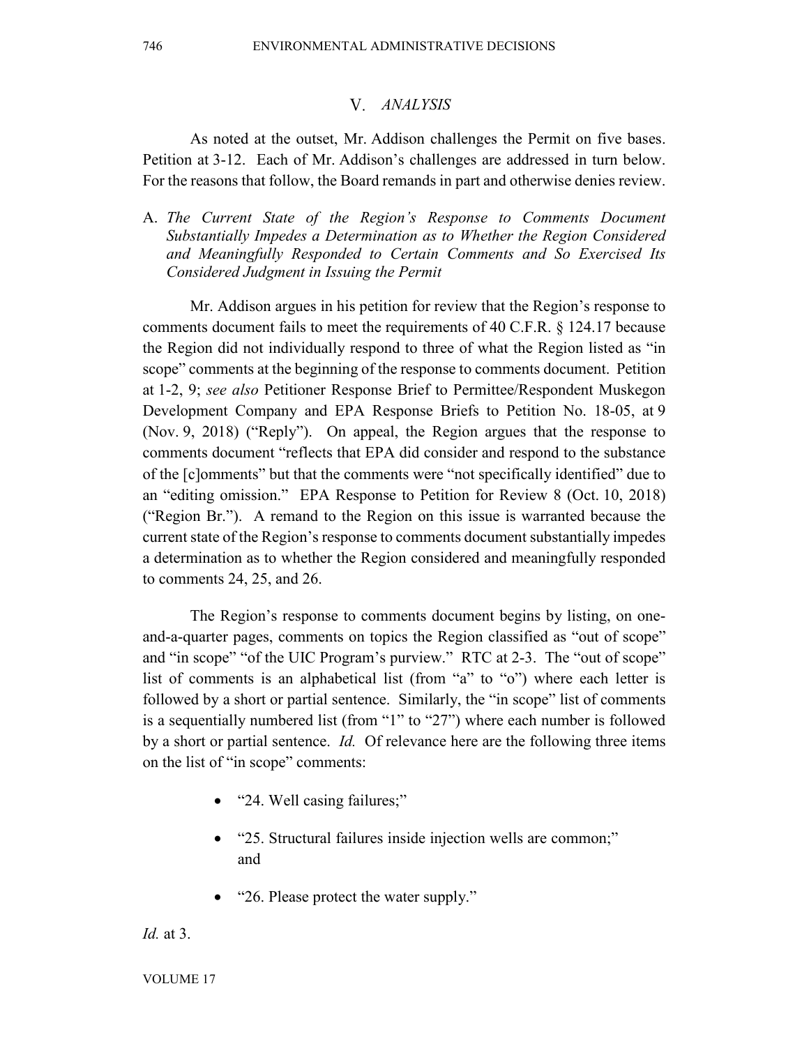## V. *ANALYSIS*

As noted at the outset, Mr. Addison challenges the Permit on five bases. Petition at 3-12. Each of Mr. Addison's challenges are addressed in turn below. For the reasons that follow, the Board remands in part and otherwise denies review.

### A. *The Current State of the Region's Response to Comments Document Substantially Impedes a Determination as to Whether the Region Considered and Meaningfully Responded to Certain Comments and So Exercised Its Considered Judgment in Issuing the Permit*

Mr. Addison argues in his petition for review that the Region's response to comments document fails to meet the requirements of 40 C.F.R. § 124.17 because the Region did not individually respond to three of what the Region listed as "in scope" comments at the beginning of the response to comments document. Petition at 1-2, 9; *see also* Petitioner Response Brief to Permittee/Respondent Muskegon Development Company and EPA Response Briefs to Petition No. 18-05, at 9 (Nov. 9, 2018) ("Reply"). On appeal, the Region argues that the response to comments document "reflects that EPA did consider and respond to the substance of the [c]omments" but that the comments were "not specifically identified" due to an "editing omission." EPA Response to Petition for Review 8 (Oct. 10, 2018) ("Region Br."). A remand to the Region on this issue is warranted because the current state of the Region's response to comments document substantially impedes a determination as to whether the Region considered and meaningfully responded to comments 24, 25, and 26.

The Region's response to comments document begins by listing, on one-and-a-quarter pages, comments on topics the Region classified as "out of scope" and "in scope" "of the UIC Program's purview." RTC at 2-3. The "out of scope" list of comments is an alphabetical list (from "a" to "o") where each letter is followed by a short or partial sentence. Similarly, the "in scope" list of comments is a sequentially numbered list (from "1" to "27") where each number is followed by a short or partial sentence. *Id.* Of relevance here are the following three items on the list of "in scope" comments:

- "24. Well casing failures;"
- "25. Structural failures inside injection wells are common;" and
- "26. Please protect the water supply."

*Id.* at 3.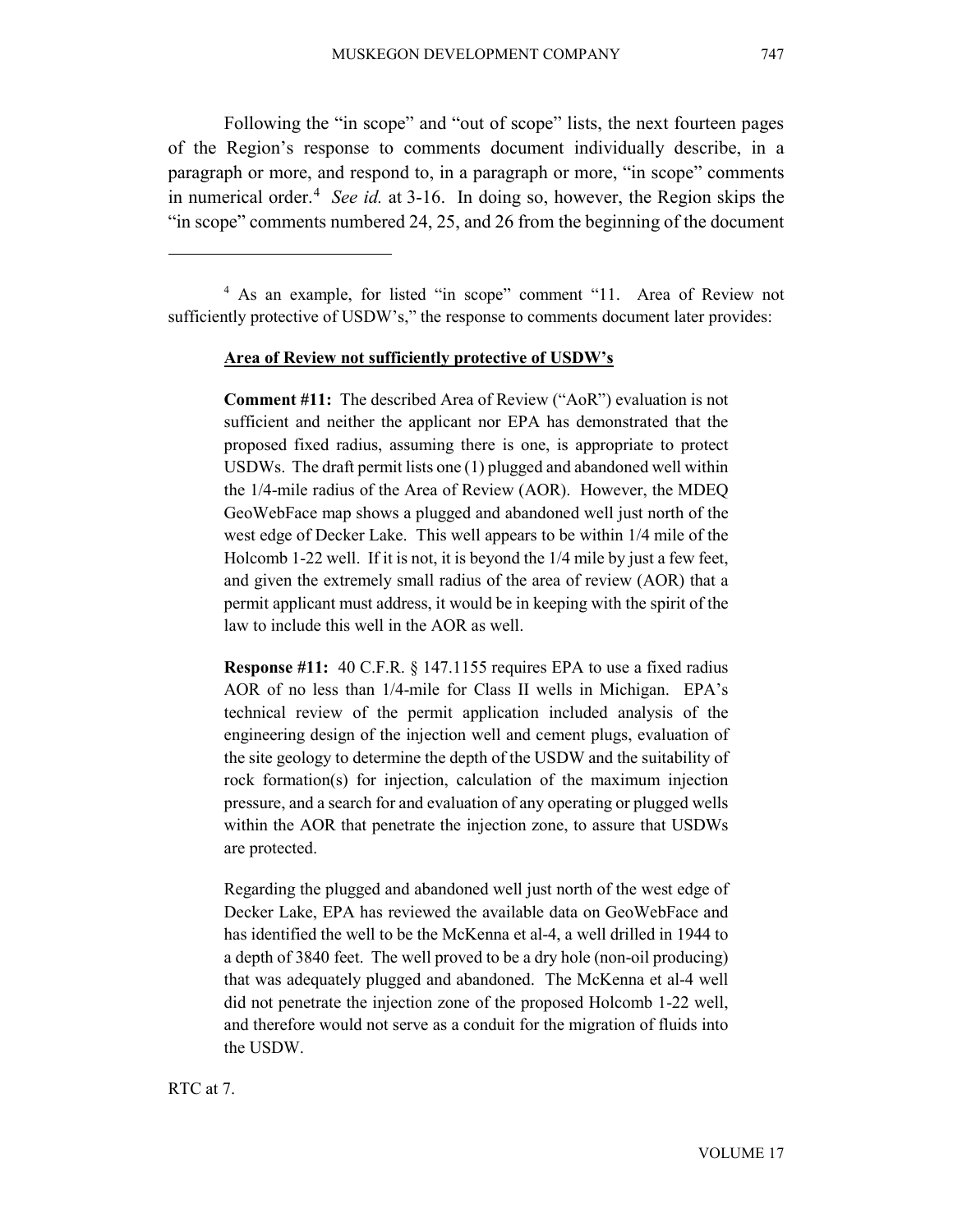Following the "in scope" and "out of scope" lists, the next fourteen pages of the Region's response to comments document individually describe, in a paragraph or more, and respond to, in a paragraph or more, "in scope" comments in numerical order.[4] *See id.* at 3-16. In doing so, however, the Region skips the "in scope" comments numbered 24, 25, and 26 from the beginning of the document

---

[4] As an example, for listed "in scope" comment "11. Area of Review not sufficiently protective of USDW's," the response to comments document later provides:

> **Area of Review not sufficiently protective of USDW's**
>
> **Comment #11:** The described Area of Review ("AoR") evaluation is not sufficient and neither the applicant nor EPA has demonstrated that the proposed fixed radius, assuming there is one, is appropriate to protect USDWs. The draft permit lists one (1) plugged and abandoned well within the 1/4-mile radius of the Area of Review (AOR). However, the MDEQ GeoWebFace map shows a plugged and abandoned well just north of the west edge of Decker Lake. This well appears to be within 1/4 mile of the Holcomb 1-22 well. If it is not, it is beyond the 1/4 mile by just a few feet, and given the extremely small radius of the area of review (AOR) that a permit applicant must address, it would be in keeping with the spirit of the law to include this well in the AOR as well.
>
> **Response #11:** 40 C.F.R. § 147.1155 requires EPA to use a fixed radius AOR of no less than 1/4-mile for Class II wells in Michigan. EPA's technical review of the permit application included analysis of the engineering design of the injection well and cement plugs, evaluation of the site geology to determine the depth of the USDW and the suitability of rock formation(s) for injection, calculation of the maximum injection pressure, and a search for and evaluation of any operating or plugged wells within the AOR that penetrate the injection zone, to assure that USDWs are protected.
>
> Regarding the plugged and abandoned well just north of the west edge of Decker Lake, EPA has reviewed the available data on GeoWebFace and has identified the well to be the McKenna et al-4, a well drilled in 1944 to a depth of 3840 feet. The well proved to be a dry hole (non-oil producing) that was adequately plugged and abandoned. The McKenna et al-4 well did not penetrate the injection zone of the proposed Holcomb 1-22 well, and therefore would not serve as a conduit for the migration of fluids into the USDW.

RTC at 7.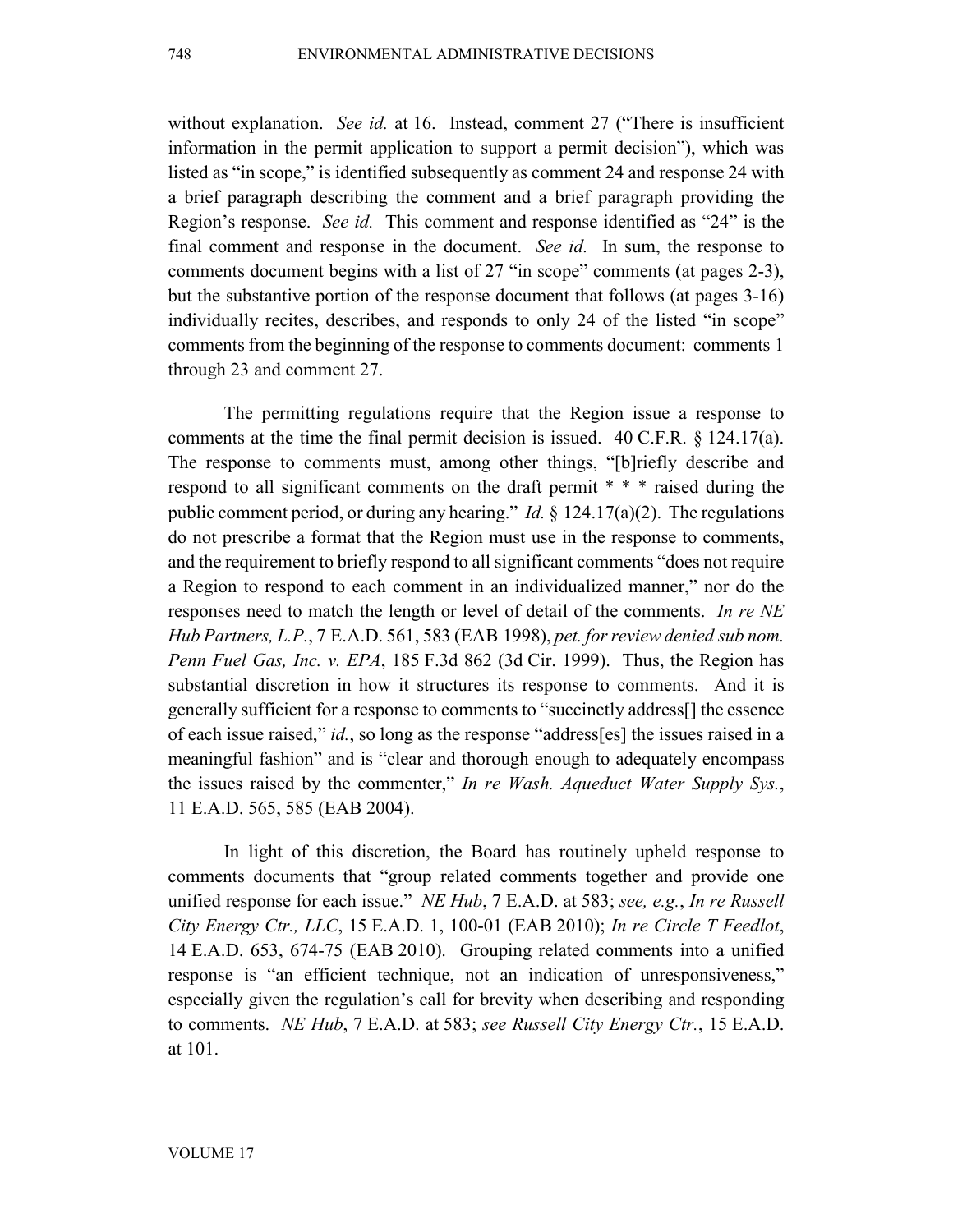without explanation. *See id.* at 16. Instead, comment 27 ("There is insufficient information in the permit application to support a permit decision"), which was listed as "in scope," is identified subsequently as comment 24 and response 24 with a brief paragraph describing the comment and a brief paragraph providing the Region's response. *See id.* This comment and response identified as "24" is the final comment and response in the document. *See id.* In sum, the response to comments document begins with a list of 27 "in scope" comments (at pages 2-3), but the substantive portion of the response document that follows (at pages 3-16) individually recites, describes, and responds to only 24 of the listed "in scope" comments from the beginning of the response to comments document: comments 1 through 23 and comment 27.

The permitting regulations require that the Region issue a response to comments at the time the final permit decision is issued. 40 C.F.R. § 124.17(a). The response to comments must, among other things, "[b]riefly describe and respond to all significant comments on the draft permit * * * raised during the public comment period, or during any hearing." *Id.* § 124.17(a)(2). The regulations do not prescribe a format that the Region must use in the response to comments, and the requirement to briefly respond to all significant comments "does not require a Region to respond to each comment in an individualized manner," nor do the responses need to match the length or level of detail of the comments. *In re NE Hub Partners, L.P.*, 7 E.A.D. 561, 583 (EAB 1998), *pet. for review denied sub nom. Penn Fuel Gas, Inc. v. EPA*, 185 F.3d 862 (3d Cir. 1999). Thus, the Region has substantial discretion in how it structures its response to comments. And it is generally sufficient for a response to comments to "succinctly address[] the essence of each issue raised," *id.*, so long as the response "address[es] the issues raised in a meaningful fashion" and is "clear and thorough enough to adequately encompass the issues raised by the commenter," *In re Wash. Aqueduct Water Supply Sys.*, 11 E.A.D. 565, 585 (EAB 2004).

In light of this discretion, the Board has routinely upheld response to comments documents that "group related comments together and provide one unified response for each issue." *NE Hub*, 7 E.A.D. at 583; *see, e.g.*, *In re Russell City Energy Ctr., LLC*, 15 E.A.D. 1, 100-01 (EAB 2010); *In re Circle T Feedlot*, 14 E.A.D. 653, 674-75 (EAB 2010). Grouping related comments into a unified response is "an efficient technique, not an indication of unresponsiveness," especially given the regulation's call for brevity when describing and responding to comments. *NE Hub*, 7 E.A.D. at 583; *see Russell City Energy Ctr.*, 15 E.A.D. at 101.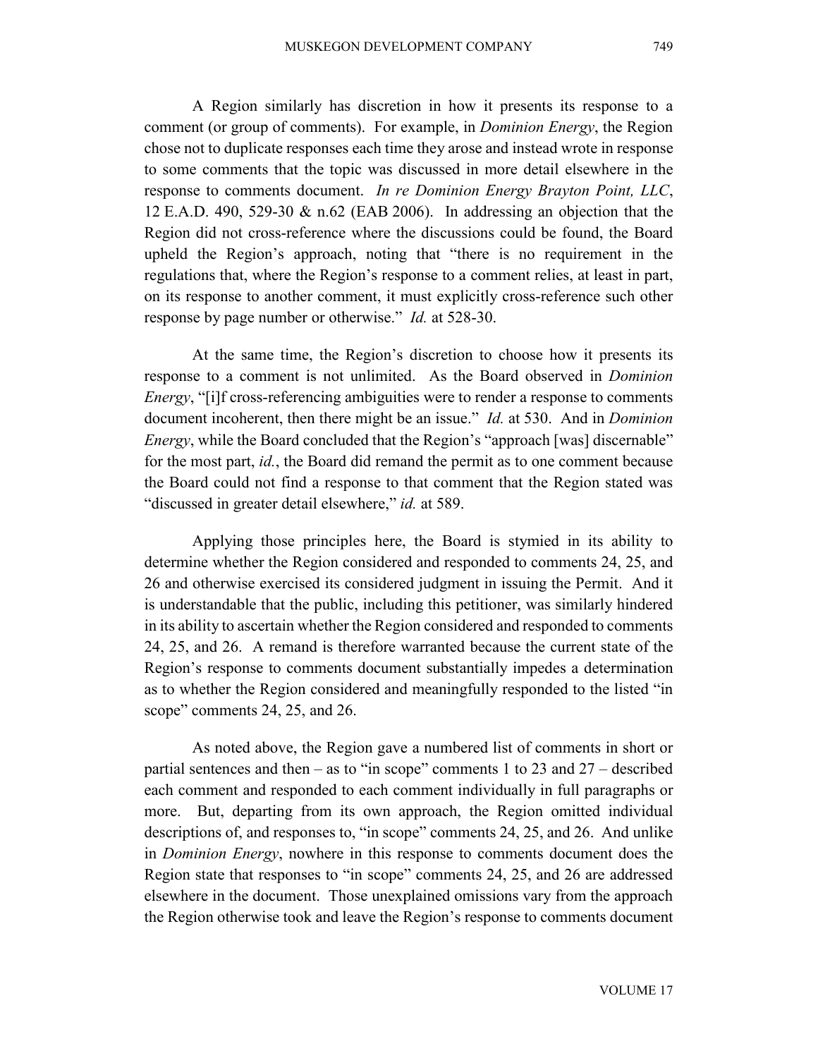A Region similarly has discretion in how it presents its response to a comment (or group of comments). For example, in *Dominion Energy*, the Region chose not to duplicate responses each time they arose and instead wrote in response to some comments that the topic was discussed in more detail elsewhere in the response to comments document. *In re Dominion Energy Brayton Point, LLC*, 12 E.A.D. 490, 529-30 & n.62 (EAB 2006). In addressing an objection that the Region did not cross-reference where the discussions could be found, the Board upheld the Region's approach, noting that "there is no requirement in the regulations that, where the Region's response to a comment relies, at least in part, on its response to another comment, it must explicitly cross-reference such other response by page number or otherwise." *Id.* at 528-30.

At the same time, the Region's discretion to choose how it presents its response to a comment is not unlimited. As the Board observed in *Dominion Energy*, "[i]f cross-referencing ambiguities were to render a response to comments document incoherent, then there might be an issue." *Id.* at 530. And in *Dominion Energy*, while the Board concluded that the Region's "approach [was] discernable" for the most part, *id.*, the Board did remand the permit as to one comment because the Board could not find a response to that comment that the Region stated was "discussed in greater detail elsewhere," *id.* at 589.

Applying those principles here, the Board is stymied in its ability to determine whether the Region considered and responded to comments 24, 25, and 26 and otherwise exercised its considered judgment in issuing the Permit. And it is understandable that the public, including this petitioner, was similarly hindered in its ability to ascertain whether the Region considered and responded to comments 24, 25, and 26. A remand is therefore warranted because the current state of the Region's response to comments document substantially impedes a determination as to whether the Region considered and meaningfully responded to the listed "in scope" comments 24, 25, and 26.

As noted above, the Region gave a numbered list of comments in short or partial sentences and then – as to "in scope" comments 1 to 23 and 27 – described each comment and responded to each comment individually in full paragraphs or more. But, departing from its own approach, the Region omitted individual descriptions of, and responses to, "in scope" comments 24, 25, and 26. And unlike in *Dominion Energy*, nowhere in this response to comments document does the Region state that responses to "in scope" comments 24, 25, and 26 are addressed elsewhere in the document. Those unexplained omissions vary from the approach the Region otherwise took and leave the Region's response to comments document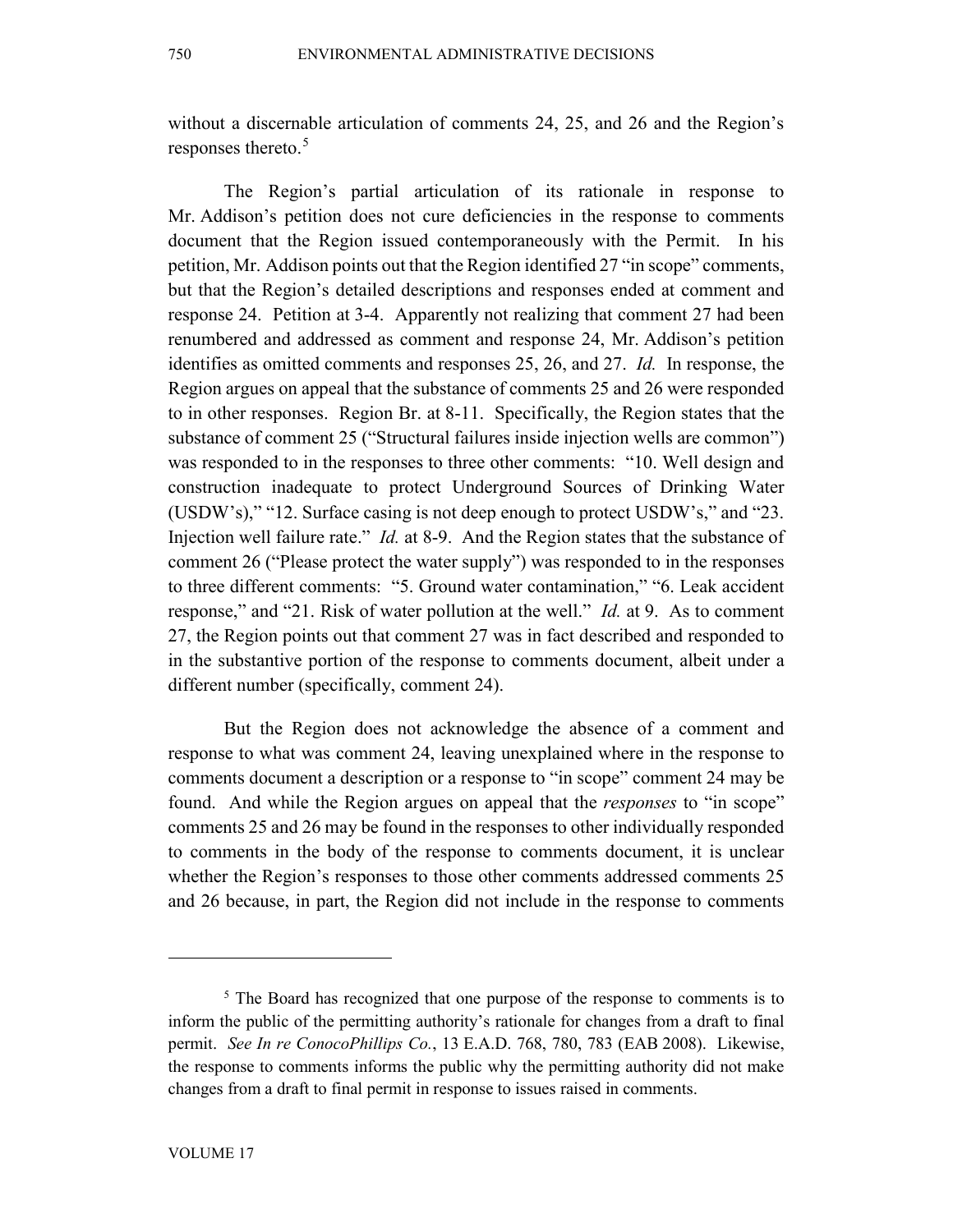without a discernable articulation of comments 24, 25, and 26 and the Region's responses thereto.[5]

The Region's partial articulation of its rationale in response to Mr. Addison's petition does not cure deficiencies in the response to comments document that the Region issued contemporaneously with the Permit. In his petition, Mr. Addison points out that the Region identified 27 "in scope" comments, but that the Region's detailed descriptions and responses ended at comment and response 24. Petition at 3-4. Apparently not realizing that comment 27 had been renumbered and addressed as comment and response 24, Mr. Addison's petition identifies as omitted comments and responses 25, 26, and 27. *Id.* In response, the Region argues on appeal that the substance of comments 25 and 26 were responded to in other responses. Region Br. at 8-11. Specifically, the Region states that the substance of comment 25 ("Structural failures inside injection wells are common") was responded to in the responses to three other comments: "10. Well design and construction inadequate to protect Underground Sources of Drinking Water (USDW's)," "12. Surface casing is not deep enough to protect USDW's," and "23. Injection well failure rate." *Id.* at 8-9. And the Region states that the substance of comment 26 ("Please protect the water supply") was responded to in the responses to three different comments: "5. Ground water contamination," "6. Leak accident response," and "21. Risk of water pollution at the well." *Id.* at 9. As to comment 27, the Region points out that comment 27 was in fact described and responded to in the substantive portion of the response to comments document, albeit under a different number (specifically, comment 24).

But the Region does not acknowledge the absence of a comment and response to what was comment 24, leaving unexplained where in the response to comments document a description or a response to "in scope" comment 24 may be found. And while the Region argues on appeal that the *responses* to "in scope" comments 25 and 26 may be found in the responses to other individually responded to comments in the body of the response to comments document, it is unclear whether the Region's responses to those other comments addressed comments 25 and 26 because, in part, the Region did not include in the response to comments

---

[5] The Board has recognized that one purpose of the response to comments is to inform the public of the permitting authority's rationale for changes from a draft to final permit. *See In re ConocoPhillips Co.*, 13 E.A.D. 768, 780, 783 (EAB 2008). Likewise, the response to comments informs the public why the permitting authority did not make changes from a draft to final permit in response to issues raised in comments.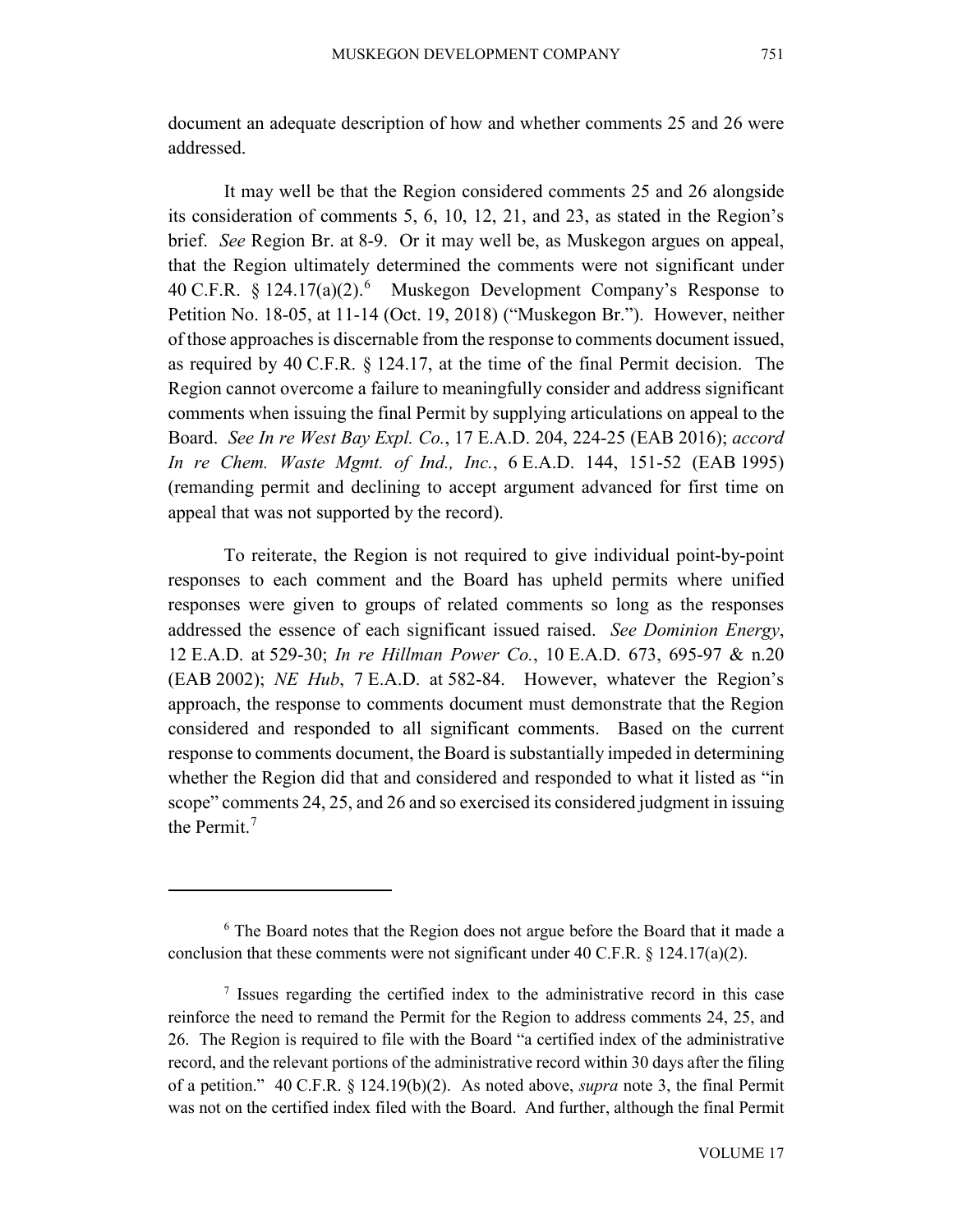document an adequate description of how and whether comments 25 and 26 were addressed.

It may well be that the Region considered comments 25 and 26 alongside its consideration of comments 5, 6, 10, 12, 21, and 23, as stated in the Region's brief. *See* Region Br. at 8-9. Or it may well be, as Muskegon argues on appeal, that the Region ultimately determined the comments were not significant under 40 C.F.R. § 124.17(a)(2).[6] Muskegon Development Company's Response to Petition No. 18-05, at 11-14 (Oct. 19, 2018) ("Muskegon Br."). However, neither of those approaches is discernable from the response to comments document issued, as required by 40 C.F.R. § 124.17, at the time of the final Permit decision. The Region cannot overcome a failure to meaningfully consider and address significant comments when issuing the final Permit by supplying articulations on appeal to the Board. *See In re West Bay Expl. Co.*, 17 E.A.D. 204, 224-25 (EAB 2016); *accord In re Chem. Waste Mgmt. of Ind., Inc.*, 6 E.A.D. 144, 151-52 (EAB 1995) (remanding permit and declining to accept argument advanced for first time on appeal that was not supported by the record).

To reiterate, the Region is not required to give individual point-by-point responses to each comment and the Board has upheld permits where unified responses were given to groups of related comments so long as the responses addressed the essence of each significant issued raised. *See Dominion Energy*, 12 E.A.D. at 529-30; *In re Hillman Power Co.*, 10 E.A.D. 673, 695-97 & n.20 (EAB 2002); *NE Hub*, 7 E.A.D. at 582-84. However, whatever the Region's approach, the response to comments document must demonstrate that the Region considered and responded to all significant comments. Based on the current response to comments document, the Board is substantially impeded in determining whether the Region did that and considered and responded to what it listed as "in scope" comments 24, 25, and 26 and so exercised its considered judgment in issuing the Permit.[7]

---

[6] The Board notes that the Region does not argue before the Board that it made a conclusion that these comments were not significant under 40 C.F.R. § 124.17(a)(2).

[7] Issues regarding the certified index to the administrative record in this case reinforce the need to remand the Permit for the Region to address comments 24, 25, and 26. The Region is required to file with the Board "a certified index of the administrative record, and the relevant portions of the administrative record within 30 days after the filing of a petition." 40 C.F.R. § 124.19(b)(2). As noted above, *supra* note 3, the final Permit was not on the certified index filed with the Board. And further, although the final Permit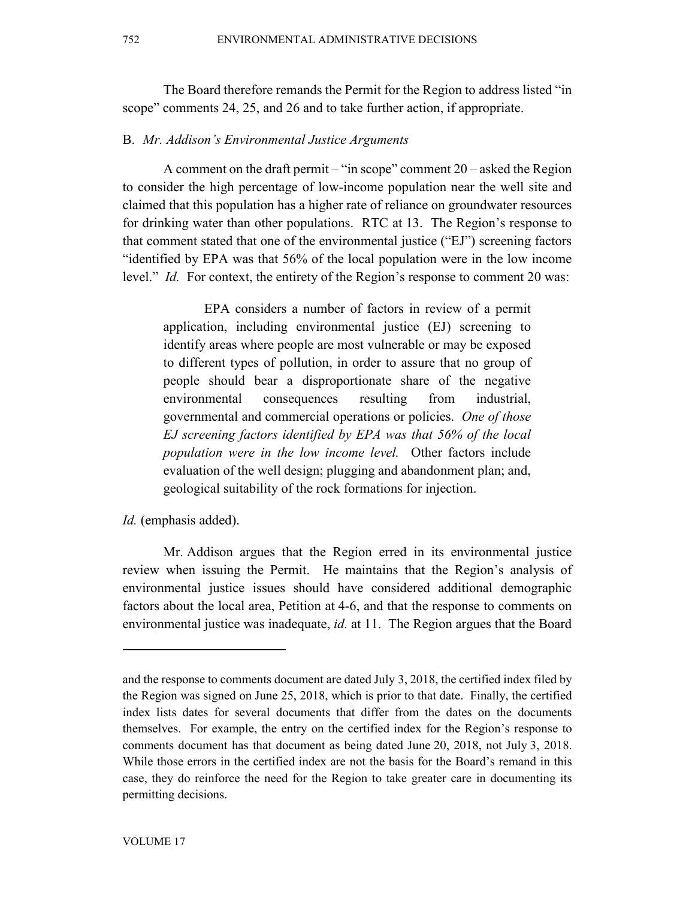The Board therefore remands the Permit for the Region to address listed "in scope" comments 24, 25, and 26 and to take further action, if appropriate.

### B. *Mr. Addison's Environmental Justice Arguments*

A comment on the draft permit – "in scope" comment 20 – asked the Region to consider the high percentage of low-income population near the well site and claimed that this population has a higher rate of reliance on groundwater resources for drinking water than other populations. RTC at 13. The Region's response to that comment stated that one of the environmental justice ("EJ") screening factors "identified by EPA was that 56% of the local population were in the low income level." *Id.* For context, the entirety of the Region's response to comment 20 was:

> EPA considers a number of factors in review of a permit application, including environmental justice (EJ) screening to identify areas where people are most vulnerable or may be exposed to different types of pollution, in order to assure that no group of people should bear a disproportionate share of the negative environmental consequences resulting from industrial, governmental and commercial operations or policies. *One of those EJ screening factors identified by EPA was that 56% of the local population were in the low income level.* Other factors include evaluation of the well design; plugging and abandonment plan; and, geological suitability of the rock formations for injection.

*Id.* (emphasis added).

Mr. Addison argues that the Region erred in its environmental justice review when issuing the Permit. He maintains that the Region's analysis of environmental justice issues should have considered additional demographic factors about the local area, Petition at 4-6, and that the response to comments on environmental justice was inadequate, *id.* at 11. The Region argues that the Board

---

and the response to comments document are dated July 3, 2018, the certified index filed by the Region was signed on June 25, 2018, which is prior to that date. Finally, the certified index lists dates for several documents that differ from the dates on the documents themselves. For example, the entry on the certified index for the Region's response to comments document has that document as being dated June 20, 2018, not July 3, 2018. While those errors in the certified index are not the basis for the Board's remand in this case, they do reinforce the need for the Region to take greater care in documenting its permitting decisions.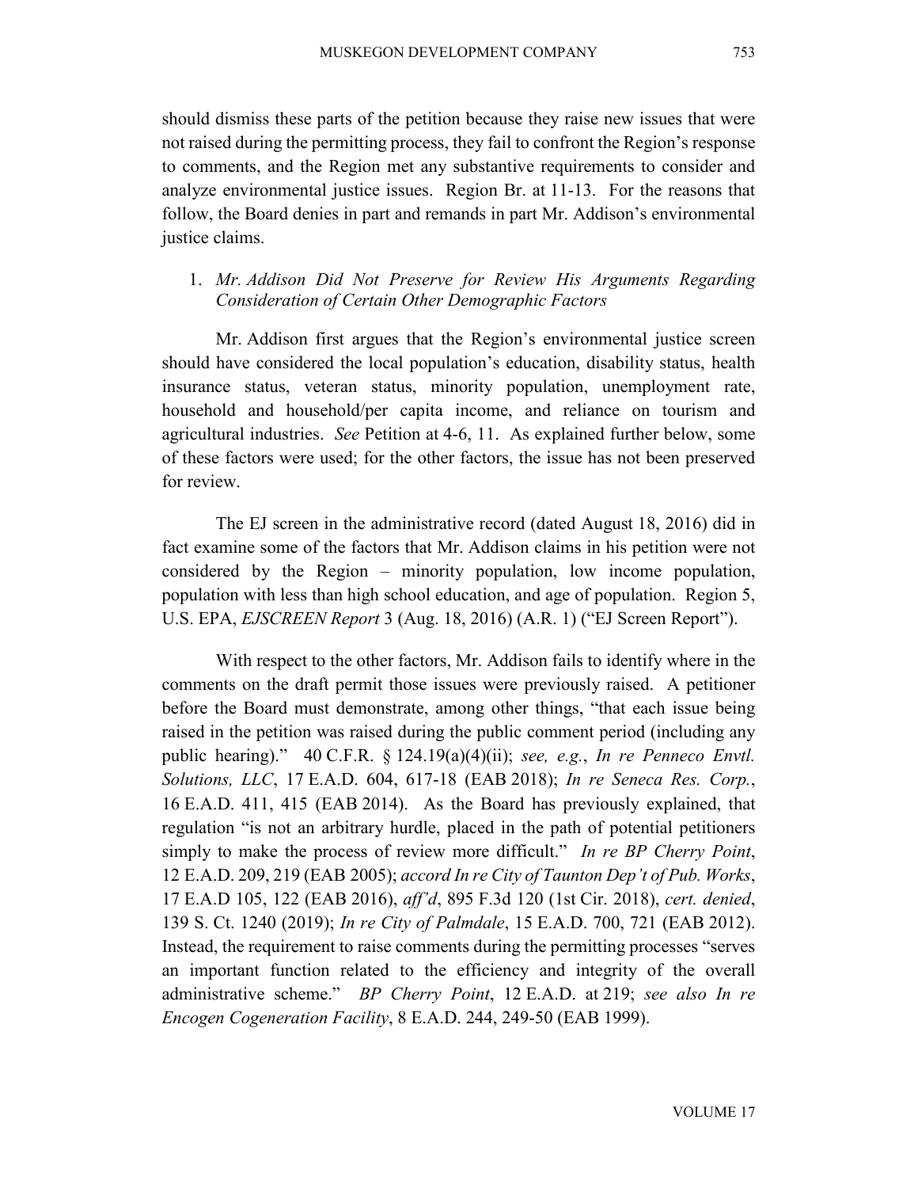should dismiss these parts of the petition because they raise new issues that were not raised during the permitting process, they fail to confront the Region's response to comments, and the Region met any substantive requirements to consider and analyze environmental justice issues. Region Br. at 11-13. For the reasons that follow, the Board denies in part and remands in part Mr. Addison's environmental justice claims.

1. *Mr. Addison Did Not Preserve for Review His Arguments Regarding Consideration of Certain Other Demographic Factors*

Mr. Addison first argues that the Region's environmental justice screen should have considered the local population's education, disability status, health insurance status, veteran status, minority population, unemployment rate, household and household/per capita income, and reliance on tourism and agricultural industries. *See* Petition at 4-6, 11. As explained further below, some of these factors were used; for the other factors, the issue has not been preserved for review.

The EJ screen in the administrative record (dated August 18, 2016) did in fact examine some of the factors that Mr. Addison claims in his petition were not considered by the Region – minority population, low income population, population with less than high school education, and age of population. Region 5, U.S. EPA, *EJSCREEN Report* 3 (Aug. 18, 2016) (A.R. 1) ("EJ Screen Report").

With respect to the other factors, Mr. Addison fails to identify where in the comments on the draft permit those issues were previously raised. A petitioner before the Board must demonstrate, among other things, "that each issue being raised in the petition was raised during the public comment period (including any public hearing)." 40 C.F.R. § 124.19(a)(4)(ii); *see, e.g.*, *In re Penneco Envtl. Solutions, LLC*, 17 E.A.D. 604, 617-18 (EAB 2018); *In re Seneca Res. Corp.*, 16 E.A.D. 411, 415 (EAB 2014). As the Board has previously explained, that regulation "is not an arbitrary hurdle, placed in the path of potential petitioners simply to make the process of review more difficult." *In re BP Cherry Point*, 12 E.A.D. 209, 219 (EAB 2005); *accord In re City of Taunton Dep't of Pub. Works*, 17 E.A.D 105, 122 (EAB 2016), *aff'd*, 895 F.3d 120 (1st Cir. 2018), *cert. denied*, 139 S. Ct. 1240 (2019); *In re City of Palmdale*, 15 E.A.D. 700, 721 (EAB 2012). Instead, the requirement to raise comments during the permitting processes "serves an important function related to the efficiency and integrity of the overall administrative scheme." *BP Cherry Point*, 12 E.A.D. at 219; *see also In re Encogen Cogeneration Facility*, 8 E.A.D. 244, 249-50 (EAB 1999).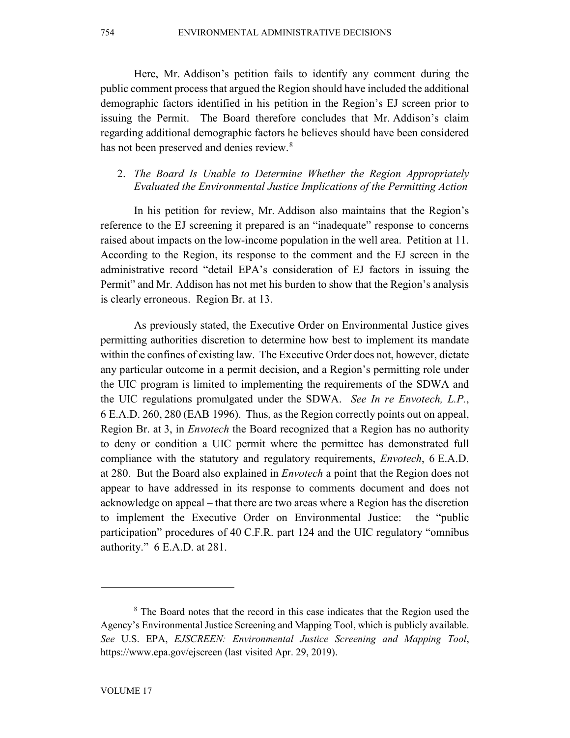Here, Mr. Addison's petition fails to identify any comment during the public comment process that argued the Region should have included the additional demographic factors identified in his petition in the Region's EJ screen prior to issuing the Permit. The Board therefore concludes that Mr. Addison's claim regarding additional demographic factors he believes should have been considered has not been preserved and denies review.[8]

2. *The Board Is Unable to Determine Whether the Region Appropriately Evaluated the Environmental Justice Implications of the Permitting Action*

In his petition for review, Mr. Addison also maintains that the Region's reference to the EJ screening it prepared is an "inadequate" response to concerns raised about impacts on the low-income population in the well area. Petition at 11. According to the Region, its response to the comment and the EJ screen in the administrative record "detail EPA's consideration of EJ factors in issuing the Permit" and Mr. Addison has not met his burden to show that the Region's analysis is clearly erroneous. Region Br. at 13.

As previously stated, the Executive Order on Environmental Justice gives permitting authorities discretion to determine how best to implement its mandate within the confines of existing law. The Executive Order does not, however, dictate any particular outcome in a permit decision, and a Region's permitting role under the UIC program is limited to implementing the requirements of the SDWA and the UIC regulations promulgated under the SDWA. *See In re Envotech, L.P.*, 6 E.A.D. 260, 280 (EAB 1996). Thus, as the Region correctly points out on appeal, Region Br. at 3, in *Envotech* the Board recognized that a Region has no authority to deny or condition a UIC permit where the permittee has demonstrated full compliance with the statutory and regulatory requirements, *Envotech*, 6 E.A.D. at 280. But the Board also explained in *Envotech* a point that the Region does not appear to have addressed in its response to comments document and does not acknowledge on appeal – that there are two areas where a Region has the discretion to implement the Executive Order on Environmental Justice: the "public participation" procedures of 40 C.F.R. part 124 and the UIC regulatory "omnibus authority." 6 E.A.D. at 281.

---

[8] The Board notes that the record in this case indicates that the Region used the Agency's Environmental Justice Screening and Mapping Tool, which is publicly available. *See* U.S. EPA, *EJSCREEN: Environmental Justice Screening and Mapping Tool*, https://www.epa.gov/ejscreen (last visited Apr. 29, 2019).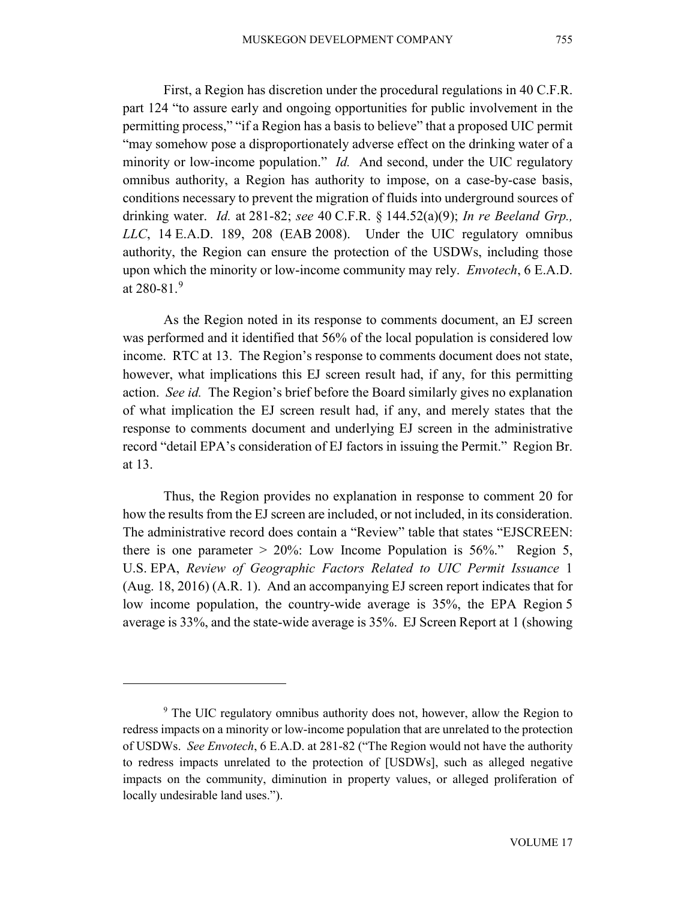First, a Region has discretion under the procedural regulations in 40 C.F.R. part 124 "to assure early and ongoing opportunities for public involvement in the permitting process," "if a Region has a basis to believe" that a proposed UIC permit "may somehow pose a disproportionately adverse effect on the drinking water of a minority or low-income population." *Id.* And second, under the UIC regulatory omnibus authority, a Region has authority to impose, on a case-by-case basis, conditions necessary to prevent the migration of fluids into underground sources of drinking water. *Id.* at 281-82; *see* 40 C.F.R. § 144.52(a)(9); *In re Beeland Grp., LLC*, 14 E.A.D. 189, 208 (EAB 2008). Under the UIC regulatory omnibus authority, the Region can ensure the protection of the USDWs, including those upon which the minority or low-income community may rely. *Envotech*, 6 E.A.D. at 280-81.[9]

As the Region noted in its response to comments document, an EJ screen was performed and it identified that 56% of the local population is considered low income. RTC at 13. The Region's response to comments document does not state, however, what implications this EJ screen result had, if any, for this permitting action. *See id.* The Region's brief before the Board similarly gives no explanation of what implication the EJ screen result had, if any, and merely states that the response to comments document and underlying EJ screen in the administrative record "detail EPA's consideration of EJ factors in issuing the Permit." Region Br. at 13.

Thus, the Region provides no explanation in response to comment 20 for how the results from the EJ screen are included, or not included, in its consideration. The administrative record does contain a "Review" table that states "EJSCREEN: there is one parameter > 20%: Low Income Population is 56%." Region 5, U.S. EPA, *Review of Geographic Factors Related to UIC Permit Issuance* 1 (Aug. 18, 2016) (A.R. 1). And an accompanying EJ screen report indicates that for low income population, the country-wide average is 35%, the EPA Region 5 average is 33%, and the state-wide average is 35%. EJ Screen Report at 1 (showing

---

[9] The UIC regulatory omnibus authority does not, however, allow the Region to redress impacts on a minority or low-income population that are unrelated to the protection of USDWs. *See Envotech*, 6 E.A.D. at 281-82 ("The Region would not have the authority to redress impacts unrelated to the protection of [USDWs], such as alleged negative impacts on the community, diminution in property values, or alleged proliferation of locally undesirable land uses.").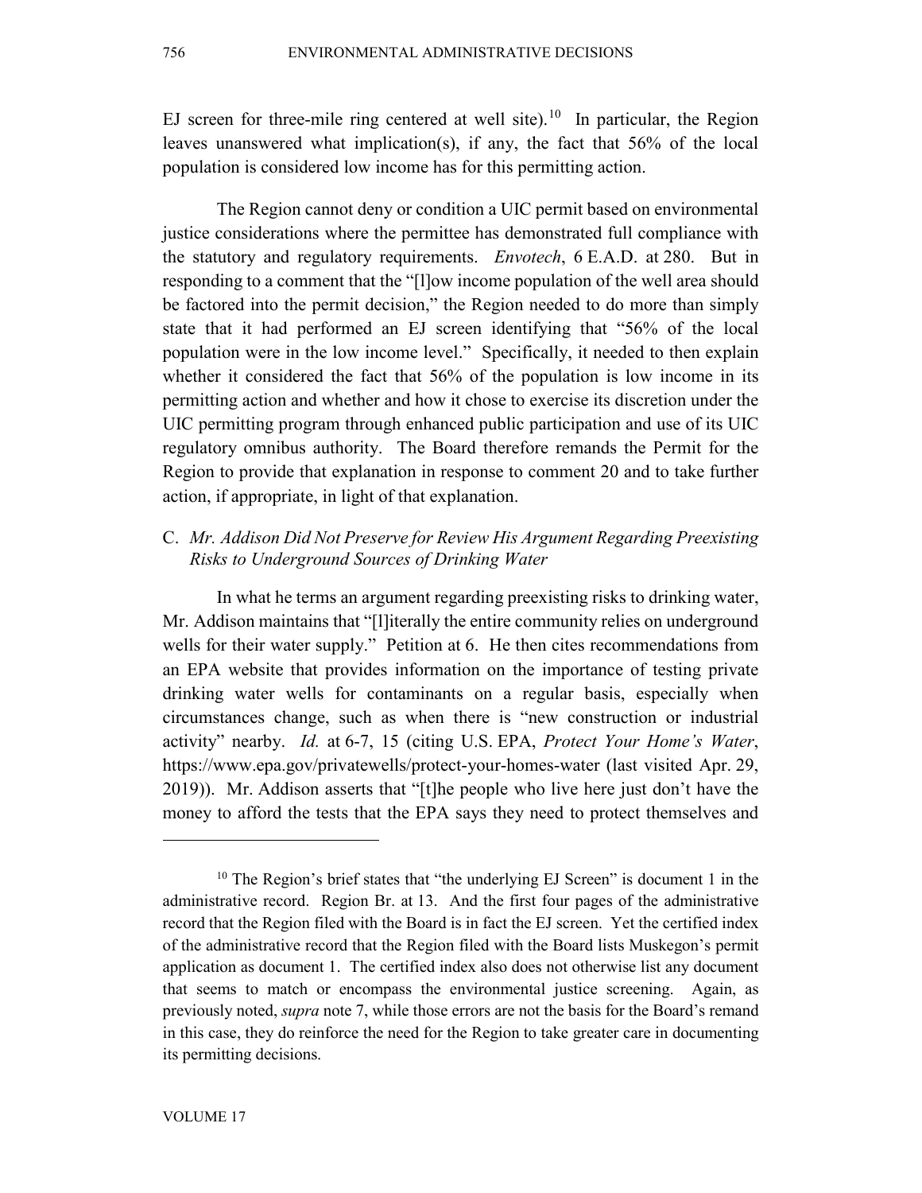EJ screen for three-mile ring centered at well site).[10] In particular, the Region leaves unanswered what implication(s), if any, the fact that 56% of the local population is considered low income has for this permitting action.

The Region cannot deny or condition a UIC permit based on environmental justice considerations where the permittee has demonstrated full compliance with the statutory and regulatory requirements. *Envotech*, 6 E.A.D. at 280. But in responding to a comment that the "[l]ow income population of the well area should be factored into the permit decision," the Region needed to do more than simply state that it had performed an EJ screen identifying that "56% of the local population were in the low income level." Specifically, it needed to then explain whether it considered the fact that 56% of the population is low income in its permitting action and whether and how it chose to exercise its discretion under the UIC permitting program through enhanced public participation and use of its UIC regulatory omnibus authority. The Board therefore remands the Permit for the Region to provide that explanation in response to comment 20 and to take further action, if appropriate, in light of that explanation.

### C. *Mr. Addison Did Not Preserve for Review His Argument Regarding Preexisting Risks to Underground Sources of Drinking Water*

In what he terms an argument regarding preexisting risks to drinking water, Mr. Addison maintains that "[l]iterally the entire community relies on underground wells for their water supply." Petition at 6. He then cites recommendations from an EPA website that provides information on the importance of testing private drinking water wells for contaminants on a regular basis, especially when circumstances change, such as when there is "new construction or industrial activity" nearby. *Id.* at 6-7, 15 (citing U.S. EPA, *Protect Your Home's Water*, https://www.epa.gov/privatewells/protect-your-homes-water (last visited Apr. 29, 2019)). Mr. Addison asserts that "[t]he people who live here just don't have the money to afford the tests that the EPA says they need to protect themselves and

---

[10] The Region's brief states that "the underlying EJ Screen" is document 1 in the administrative record. Region Br. at 13. And the first four pages of the administrative record that the Region filed with the Board is in fact the EJ screen. Yet the certified index of the administrative record that the Region filed with the Board lists Muskegon's permit application as document 1. The certified index also does not otherwise list any document that seems to match or encompass the environmental justice screening. Again, as previously noted, *supra* note 7, while those errors are not the basis for the Board's remand in this case, they do reinforce the need for the Region to take greater care in documenting its permitting decisions.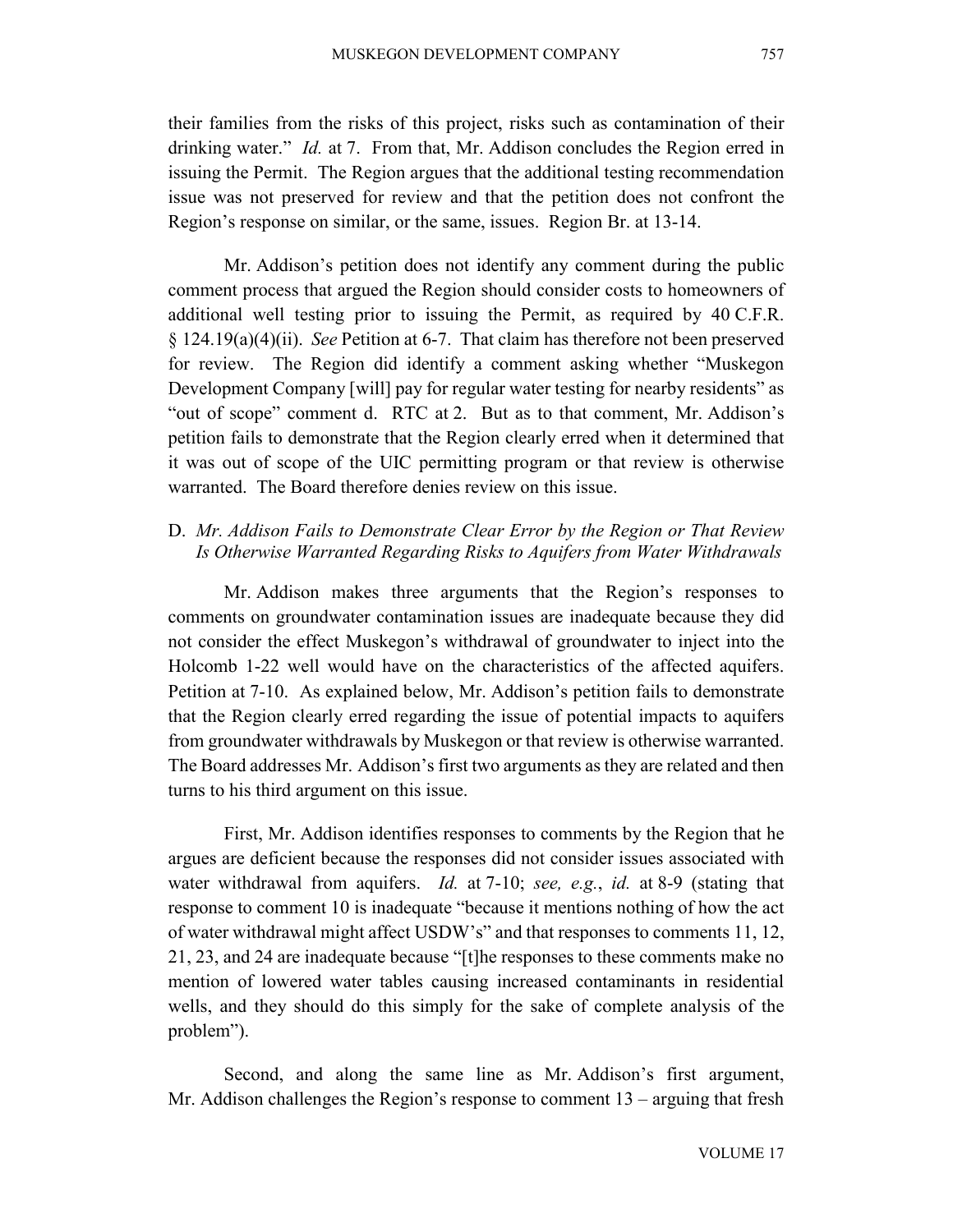their families from the risks of this project, risks such as contamination of their drinking water." *Id.* at 7. From that, Mr. Addison concludes the Region erred in issuing the Permit. The Region argues that the additional testing recommendation issue was not preserved for review and that the petition does not confront the Region's response on similar, or the same, issues. Region Br. at 13-14.

Mr. Addison's petition does not identify any comment during the public comment process that argued the Region should consider costs to homeowners of additional well testing prior to issuing the Permit, as required by 40 C.F.R. § 124.19(a)(4)(ii). *See* Petition at 6-7. That claim has therefore not been preserved for review. The Region did identify a comment asking whether "Muskegon Development Company [will] pay for regular water testing for nearby residents" as "out of scope" comment d. RTC at 2. But as to that comment, Mr. Addison's petition fails to demonstrate that the Region clearly erred when it determined that it was out of scope of the UIC permitting program or that review is otherwise warranted. The Board therefore denies review on this issue.

### D. *Mr. Addison Fails to Demonstrate Clear Error by the Region or That Review Is Otherwise Warranted Regarding Risks to Aquifers from Water Withdrawals*

Mr. Addison makes three arguments that the Region's responses to comments on groundwater contamination issues are inadequate because they did not consider the effect Muskegon's withdrawal of groundwater to inject into the Holcomb 1-22 well would have on the characteristics of the affected aquifers. Petition at 7-10. As explained below, Mr. Addison's petition fails to demonstrate that the Region clearly erred regarding the issue of potential impacts to aquifers from groundwater withdrawals by Muskegon or that review is otherwise warranted. The Board addresses Mr. Addison's first two arguments as they are related and then turns to his third argument on this issue.

First, Mr. Addison identifies responses to comments by the Region that he argues are deficient because the responses did not consider issues associated with water withdrawal from aquifers. *Id.* at 7-10; *see, e.g.*, *id.* at 8-9 (stating that response to comment 10 is inadequate "because it mentions nothing of how the act of water withdrawal might affect USDW's" and that responses to comments 11, 12, 21, 23, and 24 are inadequate because "[t]he responses to these comments make no mention of lowered water tables causing increased contaminants in residential wells, and they should do this simply for the sake of complete analysis of the problem").

Second, and along the same line as Mr. Addison's first argument, Mr. Addison challenges the Region's response to comment 13 – arguing that fresh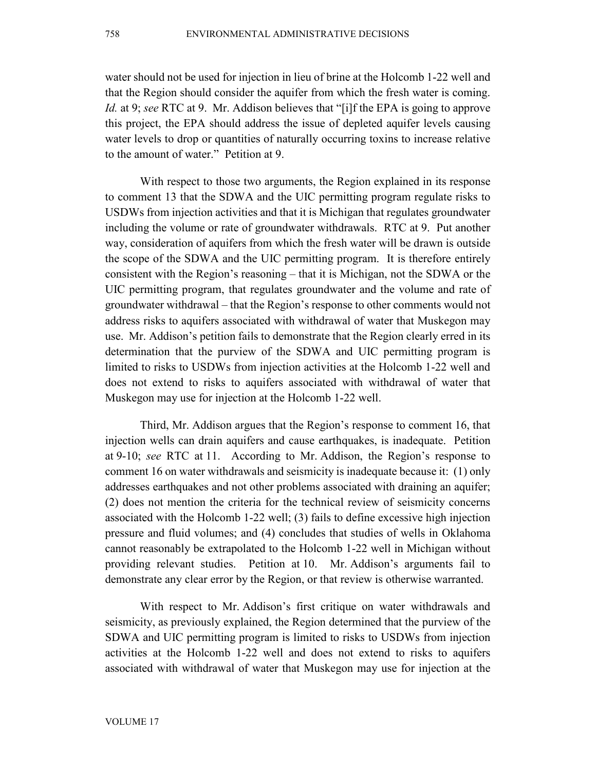water should not be used for injection in lieu of brine at the Holcomb 1-22 well and that the Region should consider the aquifer from which the fresh water is coming. *Id.* at 9; *see* RTC at 9. Mr. Addison believes that "[i]f the EPA is going to approve this project, the EPA should address the issue of depleted aquifer levels causing water levels to drop or quantities of naturally occurring toxins to increase relative to the amount of water." Petition at 9.

With respect to those two arguments, the Region explained in its response to comment 13 that the SDWA and the UIC permitting program regulate risks to USDWs from injection activities and that it is Michigan that regulates groundwater including the volume or rate of groundwater withdrawals. RTC at 9. Put another way, consideration of aquifers from which the fresh water will be drawn is outside the scope of the SDWA and the UIC permitting program. It is therefore entirely consistent with the Region's reasoning – that it is Michigan, not the SDWA or the UIC permitting program, that regulates groundwater and the volume and rate of groundwater withdrawal – that the Region's response to other comments would not address risks to aquifers associated with withdrawal of water that Muskegon may use. Mr. Addison's petition fails to demonstrate that the Region clearly erred in its determination that the purview of the SDWA and UIC permitting program is limited to risks to USDWs from injection activities at the Holcomb 1-22 well and does not extend to risks to aquifers associated with withdrawal of water that Muskegon may use for injection at the Holcomb 1-22 well.

Third, Mr. Addison argues that the Region's response to comment 16, that injection wells can drain aquifers and cause earthquakes, is inadequate. Petition at 9-10; *see* RTC at 11. According to Mr. Addison, the Region's response to comment 16 on water withdrawals and seismicity is inadequate because it: (1) only addresses earthquakes and not other problems associated with draining an aquifer; (2) does not mention the criteria for the technical review of seismicity concerns associated with the Holcomb 1-22 well; (3) fails to define excessive high injection pressure and fluid volumes; and (4) concludes that studies of wells in Oklahoma cannot reasonably be extrapolated to the Holcomb 1-22 well in Michigan without providing relevant studies. Petition at 10. Mr. Addison's arguments fail to demonstrate any clear error by the Region, or that review is otherwise warranted.

With respect to Mr. Addison's first critique on water withdrawals and seismicity, as previously explained, the Region determined that the purview of the SDWA and UIC permitting program is limited to risks to USDWs from injection activities at the Holcomb 1-22 well and does not extend to risks to aquifers associated with withdrawal of water that Muskegon may use for injection at the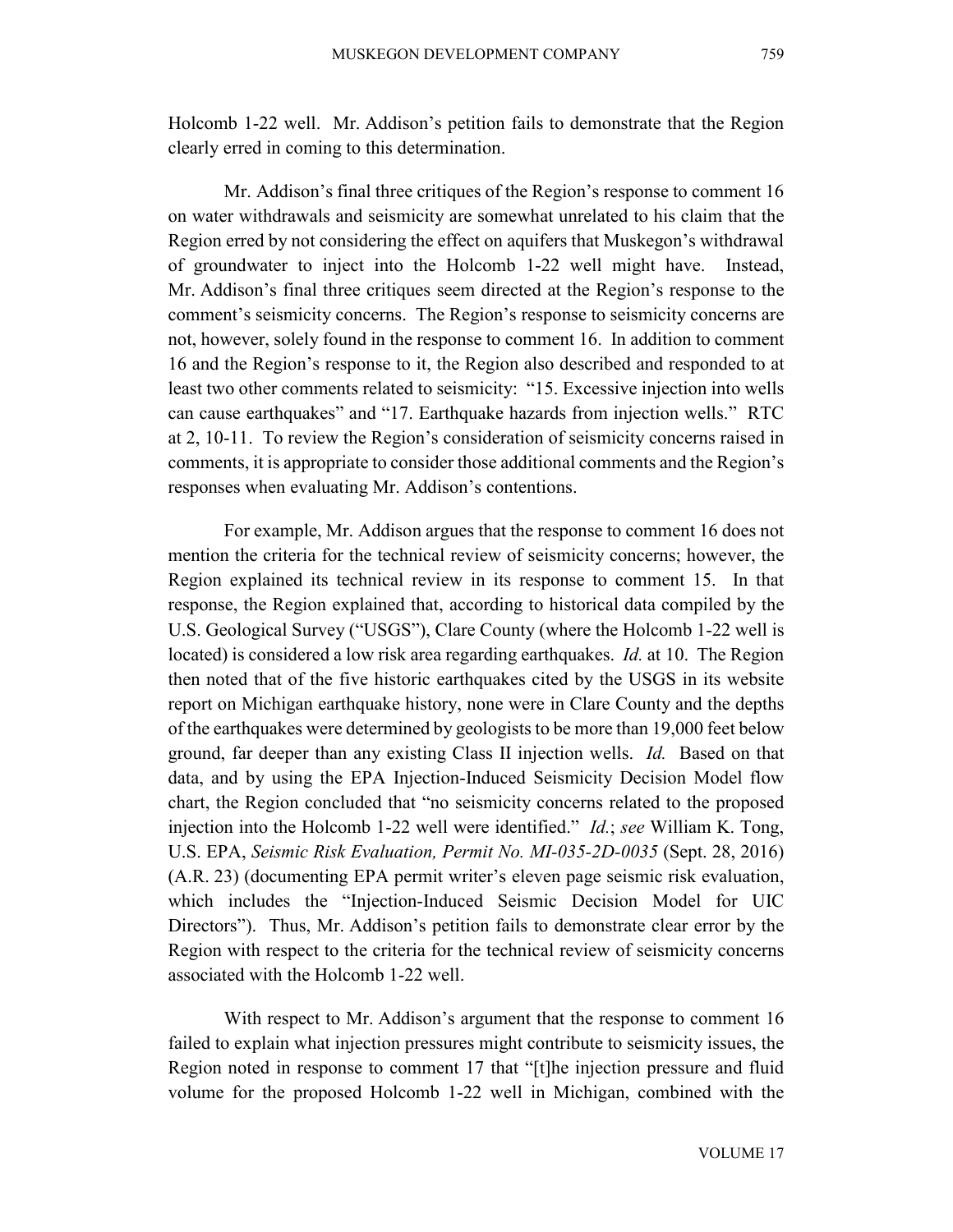Holcomb 1-22 well. Mr. Addison's petition fails to demonstrate that the Region clearly erred in coming to this determination.

Mr. Addison's final three critiques of the Region's response to comment 16 on water withdrawals and seismicity are somewhat unrelated to his claim that the Region erred by not considering the effect on aquifers that Muskegon's withdrawal of groundwater to inject into the Holcomb 1-22 well might have. Instead, Mr. Addison's final three critiques seem directed at the Region's response to the comment's seismicity concerns. The Region's response to seismicity concerns are not, however, solely found in the response to comment 16. In addition to comment 16 and the Region's response to it, the Region also described and responded to at least two other comments related to seismicity: "15. Excessive injection into wells can cause earthquakes" and "17. Earthquake hazards from injection wells." RTC at 2, 10-11. To review the Region's consideration of seismicity concerns raised in comments, it is appropriate to consider those additional comments and the Region's responses when evaluating Mr. Addison's contentions.

For example, Mr. Addison argues that the response to comment 16 does not mention the criteria for the technical review of seismicity concerns; however, the Region explained its technical review in its response to comment 15. In that response, the Region explained that, according to historical data compiled by the U.S. Geological Survey ("USGS"), Clare County (where the Holcomb 1-22 well is located) is considered a low risk area regarding earthquakes. *Id.* at 10. The Region then noted that of the five historic earthquakes cited by the USGS in its website report on Michigan earthquake history, none were in Clare County and the depths of the earthquakes were determined by geologists to be more than 19,000 feet below ground, far deeper than any existing Class II injection wells. *Id.* Based on that data, and by using the EPA Injection-Induced Seismicity Decision Model flow chart, the Region concluded that "no seismicity concerns related to the proposed injection into the Holcomb 1-22 well were identified." *Id.*; *see* William K. Tong, U.S. EPA, *Seismic Risk Evaluation, Permit No. MI-035-2D-0035* (Sept. 28, 2016) (A.R. 23) (documenting EPA permit writer's eleven page seismic risk evaluation, which includes the "Injection-Induced Seismic Decision Model for UIC Directors"). Thus, Mr. Addison's petition fails to demonstrate clear error by the Region with respect to the criteria for the technical review of seismicity concerns associated with the Holcomb 1-22 well.

With respect to Mr. Addison's argument that the response to comment 16 failed to explain what injection pressures might contribute to seismicity issues, the Region noted in response to comment 17 that "[t]he injection pressure and fluid volume for the proposed Holcomb 1-22 well in Michigan, combined with the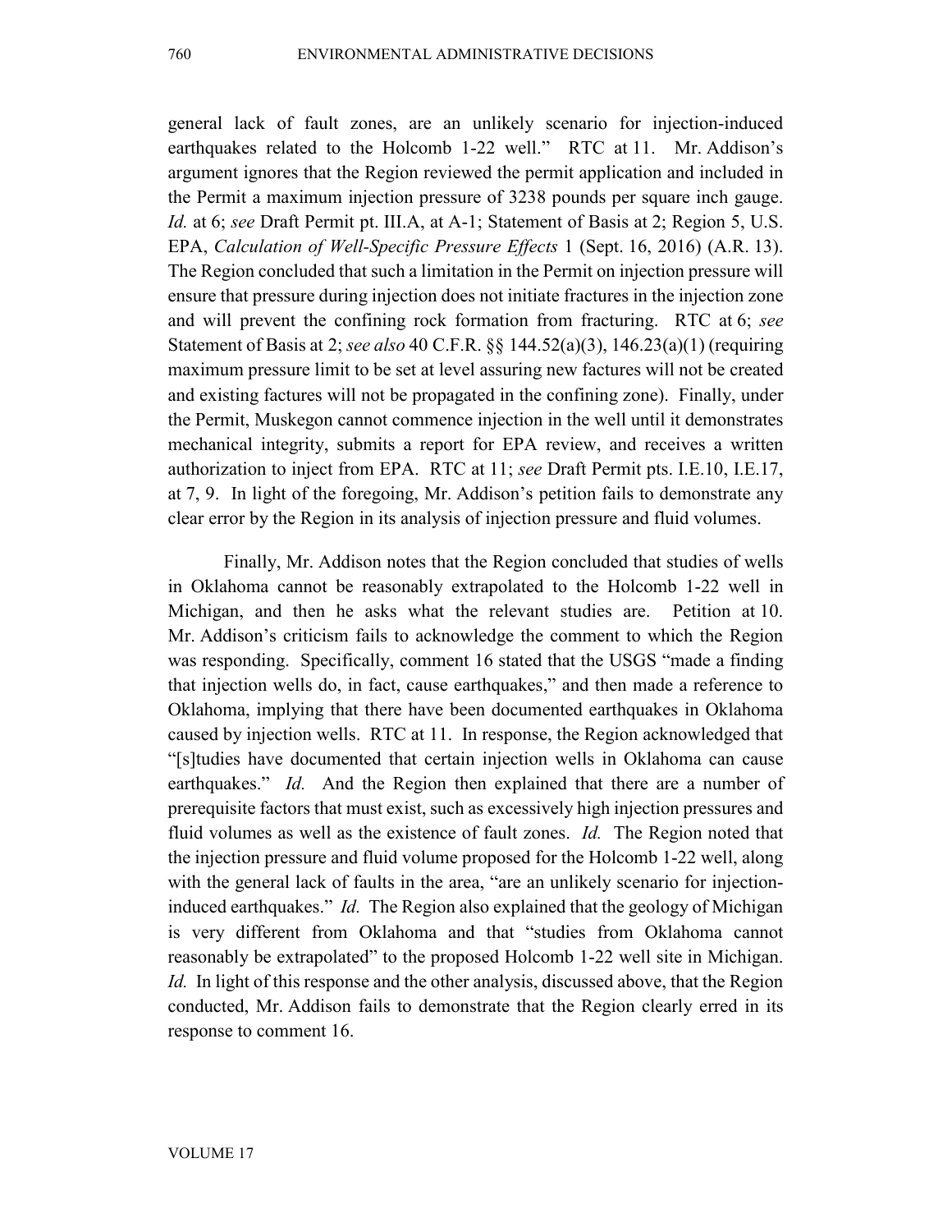general lack of fault zones, are an unlikely scenario for injection-induced earthquakes related to the Holcomb 1-22 well." RTC at 11. Mr. Addison's argument ignores that the Region reviewed the permit application and included in the Permit a maximum injection pressure of 3238 pounds per square inch gauge. *Id.* at 6; *see* Draft Permit pt. III.A, at A-1; Statement of Basis at 2; Region 5, U.S. EPA, *Calculation of Well-Specific Pressure Effects* 1 (Sept. 16, 2016) (A.R. 13). The Region concluded that such a limitation in the Permit on injection pressure will ensure that pressure during injection does not initiate fractures in the injection zone and will prevent the confining rock formation from fracturing. RTC at 6; *see* Statement of Basis at 2; *see also* 40 C.F.R. §§ 144.52(a)(3), 146.23(a)(1) (requiring maximum pressure limit to be set at level assuring new factures will not be created and existing factures will not be propagated in the confining zone). Finally, under the Permit, Muskegon cannot commence injection in the well until it demonstrates mechanical integrity, submits a report for EPA review, and receives a written authorization to inject from EPA. RTC at 11; *see* Draft Permit pts. I.E.10, I.E.17, at 7, 9. In light of the foregoing, Mr. Addison's petition fails to demonstrate any clear error by the Region in its analysis of injection pressure and fluid volumes.

Finally, Mr. Addison notes that the Region concluded that studies of wells in Oklahoma cannot be reasonably extrapolated to the Holcomb 1-22 well in Michigan, and then he asks what the relevant studies are. Petition at 10. Mr. Addison's criticism fails to acknowledge the comment to which the Region was responding. Specifically, comment 16 stated that the USGS "made a finding that injection wells do, in fact, cause earthquakes," and then made a reference to Oklahoma, implying that there have been documented earthquakes in Oklahoma caused by injection wells. RTC at 11. In response, the Region acknowledged that "[s]tudies have documented that certain injection wells in Oklahoma can cause earthquakes." *Id.* And the Region then explained that there are a number of prerequisite factors that must exist, such as excessively high injection pressures and fluid volumes as well as the existence of fault zones. *Id.* The Region noted that the injection pressure and fluid volume proposed for the Holcomb 1-22 well, along with the general lack of faults in the area, "are an unlikely scenario for injection-induced earthquakes." *Id.* The Region also explained that the geology of Michigan is very different from Oklahoma and that "studies from Oklahoma cannot reasonably be extrapolated" to the proposed Holcomb 1-22 well site in Michigan. *Id.* In light of this response and the other analysis, discussed above, that the Region conducted, Mr. Addison fails to demonstrate that the Region clearly erred in its response to comment 16.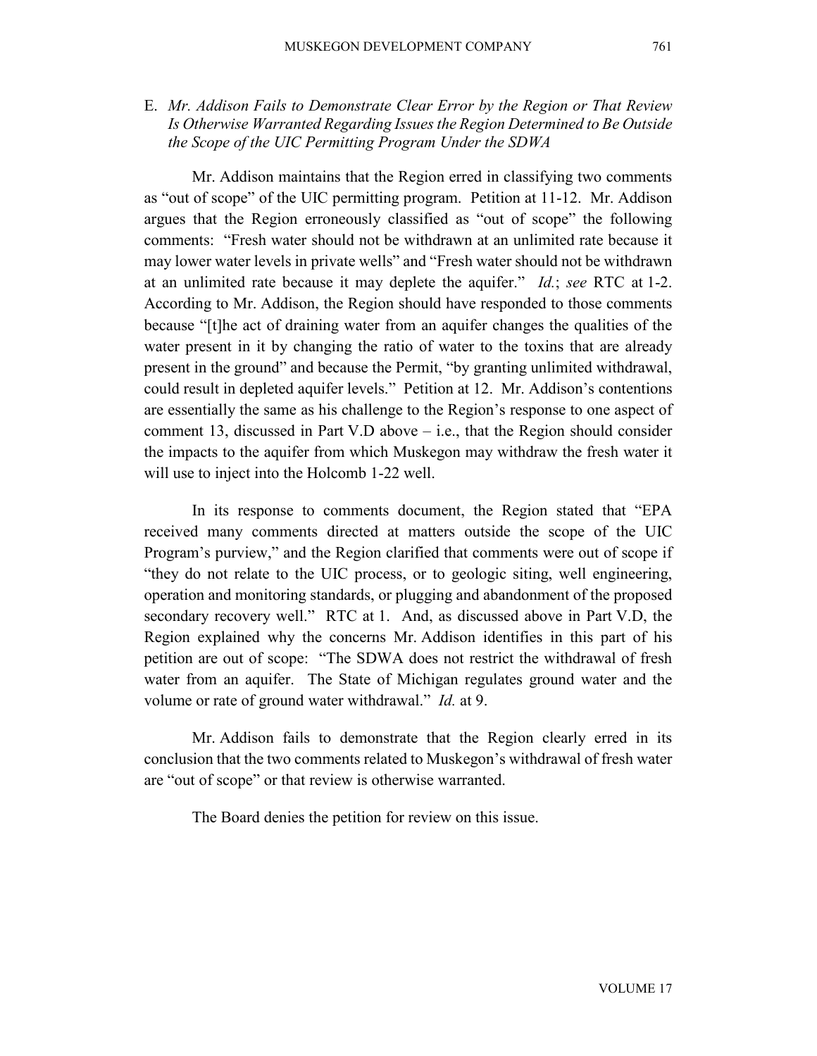### E. *Mr. Addison Fails to Demonstrate Clear Error by the Region or That Review Is Otherwise Warranted Regarding Issues the Region Determined to Be Outside the Scope of the UIC Permitting Program Under the SDWA*

Mr. Addison maintains that the Region erred in classifying two comments as "out of scope" of the UIC permitting program. Petition at 11-12. Mr. Addison argues that the Region erroneously classified as "out of scope" the following comments: "Fresh water should not be withdrawn at an unlimited rate because it may lower water levels in private wells" and "Fresh water should not be withdrawn at an unlimited rate because it may deplete the aquifer." *Id.*; *see* RTC at 1-2. According to Mr. Addison, the Region should have responded to those comments because "[t]he act of draining water from an aquifer changes the qualities of the water present in it by changing the ratio of water to the toxins that are already present in the ground" and because the Permit, "by granting unlimited withdrawal, could result in depleted aquifer levels." Petition at 12. Mr. Addison's contentions are essentially the same as his challenge to the Region's response to one aspect of comment 13, discussed in Part V.D above – i.e., that the Region should consider the impacts to the aquifer from which Muskegon may withdraw the fresh water it will use to inject into the Holcomb 1-22 well.

In its response to comments document, the Region stated that "EPA received many comments directed at matters outside the scope of the UIC Program's purview," and the Region clarified that comments were out of scope if "they do not relate to the UIC process, or to geologic siting, well engineering, operation and monitoring standards, or plugging and abandonment of the proposed secondary recovery well." RTC at 1. And, as discussed above in Part V.D, the Region explained why the concerns Mr. Addison identifies in this part of his petition are out of scope: "The SDWA does not restrict the withdrawal of fresh water from an aquifer. The State of Michigan regulates ground water and the volume or rate of ground water withdrawal." *Id.* at 9.

Mr. Addison fails to demonstrate that the Region clearly erred in its conclusion that the two comments related to Muskegon's withdrawal of fresh water are "out of scope" or that review is otherwise warranted.

The Board denies the petition for review on this issue.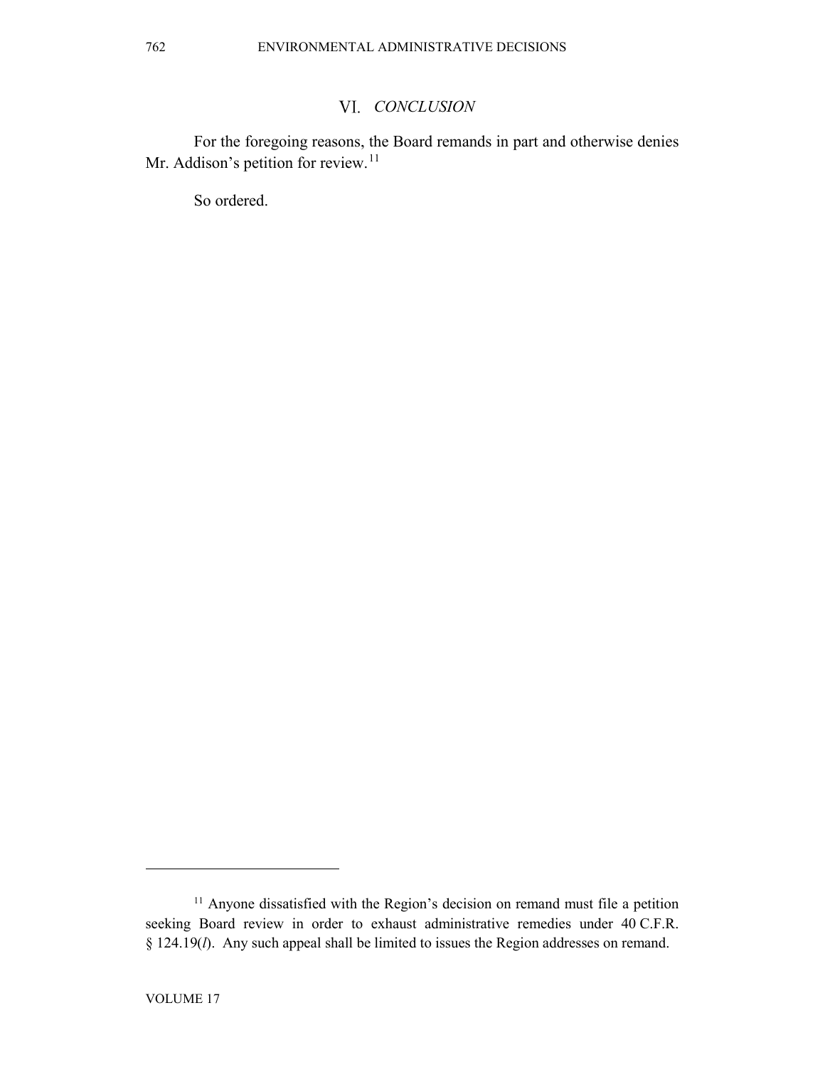## VI. *CONCLUSION*

For the foregoing reasons, the Board remands in part and otherwise denies Mr. Addison's petition for review.[11]

So ordered.

---

[11] Anyone dissatisfied with the Region's decision on remand must file a petition seeking Board review in order to exhaust administrative remedies under 40 C.F.R. § 124.19(*l*). Any such appeal shall be limited to issues the Region addresses on remand.